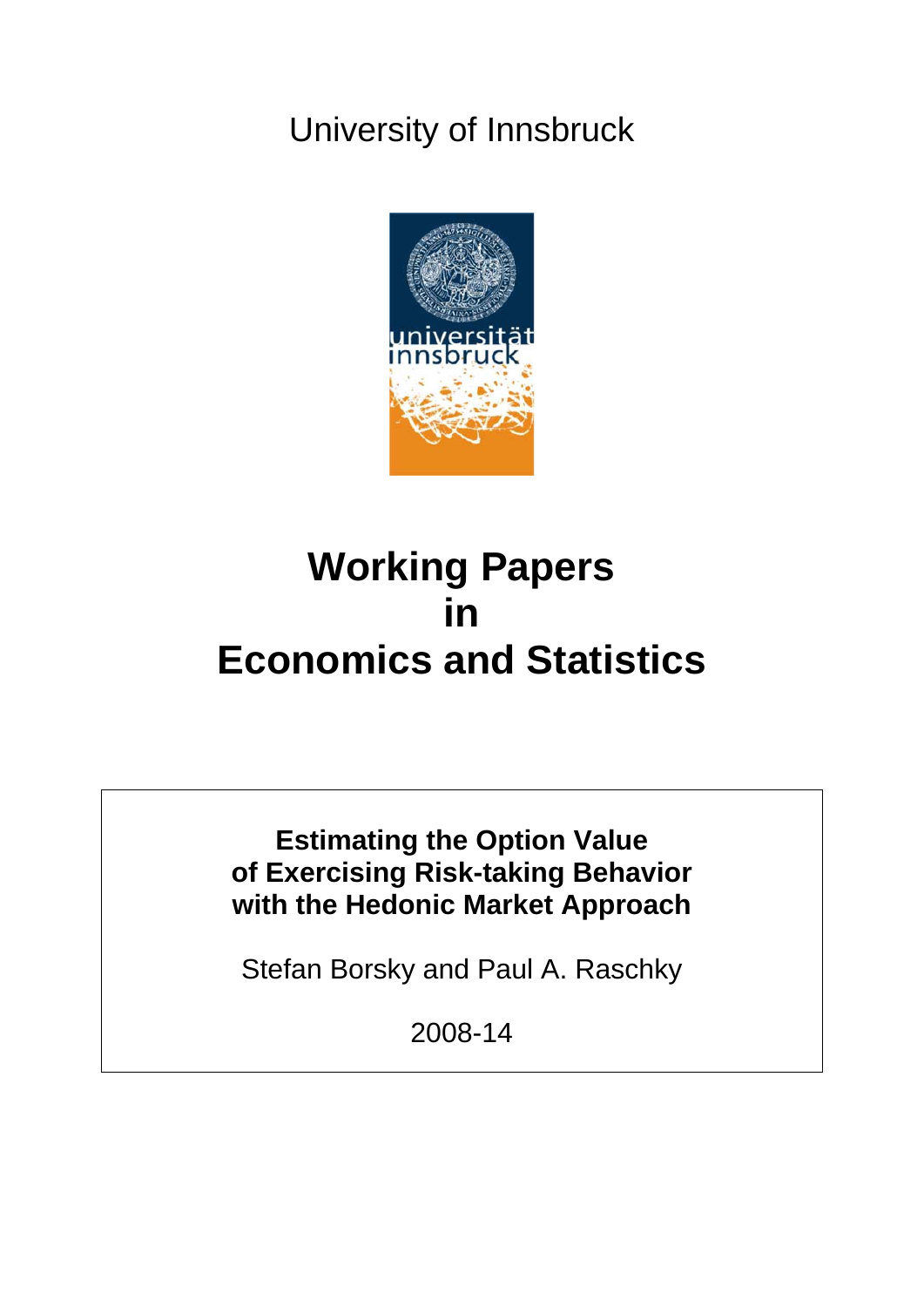University of Innsbruck

# Working Papers in Economics and Statistics

**Estimating the Option Value of Exercising Risk-taking Behavior with the Hedonic Market Approach**

Stefan Borsky and Paul A. Raschky

2008-14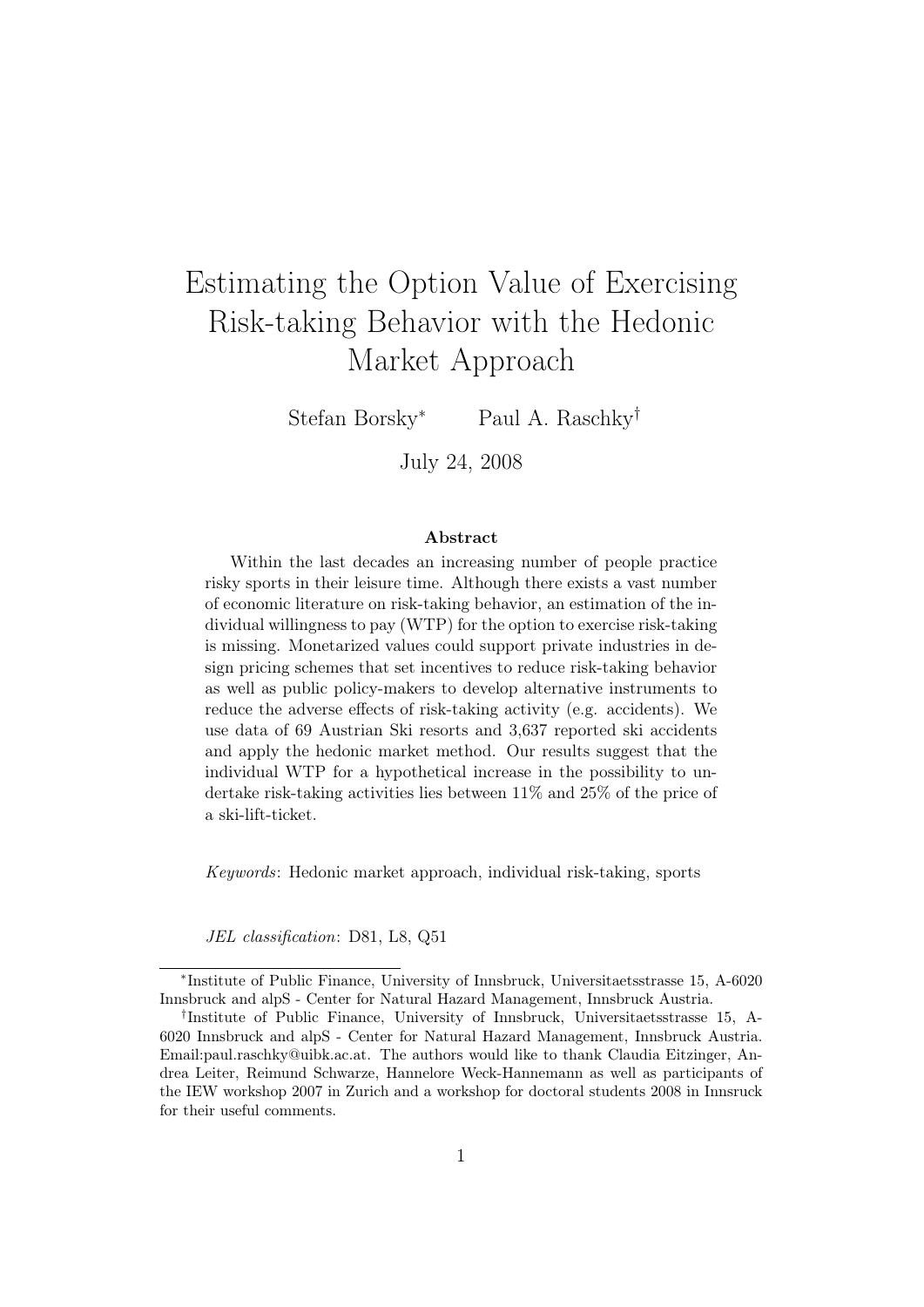# Estimating the Option Value of Exercising Risk-taking Behavior with the Hedonic Market Approach

Stefan Borsky[*] Paul A. Raschky[†]

July 24, 2008

**Abstract**

Within the last decades an increasing number of people practice risky sports in their leisure time. Although there exists a vast number of economic literature on risk-taking behavior, an estimation of the individual willingness to pay (WTP) for the option to exercise risk-taking is missing. Monetarized values could support private industries in design pricing schemes that set incentives to reduce risk-taking behavior as well as public policy-makers to develop alternative instruments to reduce the adverse effects of risk-taking activity (e.g. accidents). We use data of 69 Austrian Ski resorts and 3,637 reported ski accidents and apply the hedonic market method. Our results suggest that the individual WTP for a hypothetical increase in the possibility to undertake risk-taking activities lies between 11% and 25% of the price of a ski-lift-ticket.

*Keywords*: Hedonic market approach, individual risk-taking, sports

*JEL classification*: D81, L8, Q51

---

[*] Institute of Public Finance, University of Innsbruck, Universitaetsstrasse 15, A-6020 Innsbruck and alpS - Center for Natural Hazard Management, Innsbruck Austria.

[†] Institute of Public Finance, University of Innsbruck, Universitaetsstrasse 15, A-6020 Innsbruck and alpS - Center for Natural Hazard Management, Innsbruck Austria. Email:paul.raschky@uibk.ac.at. The authors would like to thank Claudia Eitzinger, Andrea Leiter, Reimund Schwarze, Hannelore Weck-Hannemann as well as participants of the IEW workshop 2007 in Zurich and a workshop for doctoral students 2008 in Innsruck for their useful comments.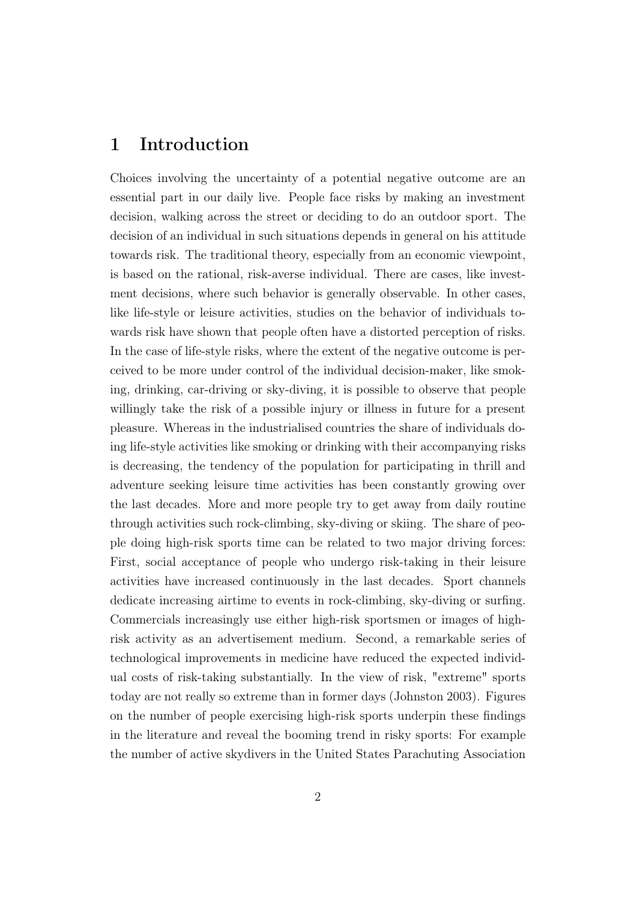# 1 Introduction

Choices involving the uncertainty of a potential negative outcome are an essential part in our daily live. People face risks by making an investment decision, walking across the street or deciding to do an outdoor sport. The decision of an individual in such situations depends in general on his attitude towards risk. The traditional theory, especially from an economic viewpoint, is based on the rational, risk-averse individual. There are cases, like investment decisions, where such behavior is generally observable. In other cases, like life-style or leisure activities, studies on the behavior of individuals towards risk have shown that people often have a distorted perception of risks. In the case of life-style risks, where the extent of the negative outcome is perceived to be more under control of the individual decision-maker, like smoking, drinking, car-driving or sky-diving, it is possible to observe that people willingly take the risk of a possible injury or illness in future for a present pleasure. Whereas in the industrialised countries the share of individuals doing life-style activities like smoking or drinking with their accompanying risks is decreasing, the tendency of the population for participating in thrill and adventure seeking leisure time activities has been constantly growing over the last decades. More and more people try to get away from daily routine through activities such rock-climbing, sky-diving or skiing. The share of people doing high-risk sports time can be related to two major driving forces: First, social acceptance of people who undergo risk-taking in their leisure activities have increased continuously in the last decades. Sport channels dedicate increasing airtime to events in rock-climbing, sky-diving or surfing. Commercials increasingly use either high-risk sportsmen or images of high-risk activity as an advertisement medium. Second, a remarkable series of technological improvements in medicine have reduced the expected individual costs of risk-taking substantially. In the view of risk, "extreme" sports today are not really so extreme than in former days (Johnston 2003). Figures on the number of people exercising high-risk sports underpin these findings in the literature and reveal the booming trend in risky sports: For example the number of active skydivers in the United States Parachuting Association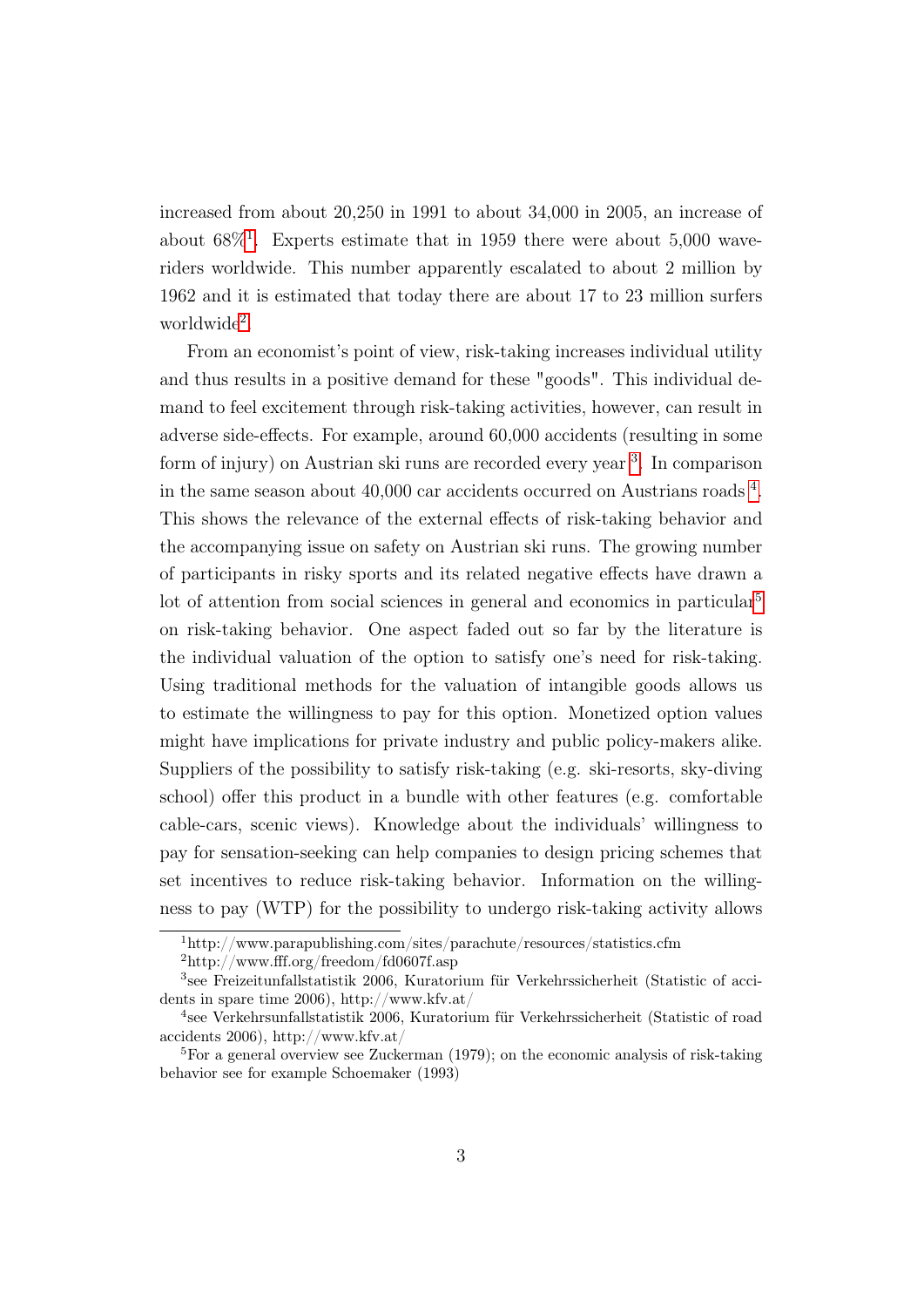increased from about 20,250 in 1991 to about 34,000 in 2005, an increase of about 68%[1]. Experts estimate that in 1959 there were about 5,000 wave-riders worldwide. This number apparently escalated to about 2 million by 1962 and it is estimated that today there are about 17 to 23 million surfers worldwide[2].

From an economist's point of view, risk-taking increases individual utility and thus results in a positive demand for these "goods". This individual demand to feel excitement through risk-taking activities, however, can result in adverse side-effects. For example, around 60,000 accidents (resulting in some form of injury) on Austrian ski runs are recorded every year [3]. In comparison in the same season about 40,000 car accidents occurred on Austrians roads [4]. This shows the relevance of the external effects of risk-taking behavior and the accompanying issue on safety on Austrian ski runs. The growing number of participants in risky sports and its related negative effects have drawn a lot of attention from social sciences in general and economics in particular[5] on risk-taking behavior. One aspect faded out so far by the literature is the individual valuation of the option to satisfy one's need for risk-taking. Using traditional methods for the valuation of intangible goods allows us to estimate the willingness to pay for this option. Monetized option values might have implications for private industry and public policy-makers alike. Suppliers of the possibility to satisfy risk-taking (e.g. ski-resorts, sky-diving school) offer this product in a bundle with other features (e.g. comfortable cable-cars, scenic views). Knowledge about the individuals' willingness to pay for sensation-seeking can help companies to design pricing schemes that set incentives to reduce risk-taking behavior. Information on the willingness to pay (WTP) for the possibility to undergo risk-taking activity allows

---

[1] http://www.parapublishing.com/sites/parachute/resources/statistics.cfm

[2] http://www.fff.org/freedom/fd0607f.asp

[3] see Freizeitunfallstatistik 2006, Kuratorium für Verkehrssicherheit (Statistic of accidents in spare time 2006), http://www.kfv.at/

[4] see Verkehrsunfallstatistik 2006, Kuratorium für Verkehrssicherheit (Statistic of road accidents 2006), http://www.kfv.at/

[5] For a general overview see Zuckerman (1979); on the economic analysis of risk-taking behavior see for example Schoemaker (1993)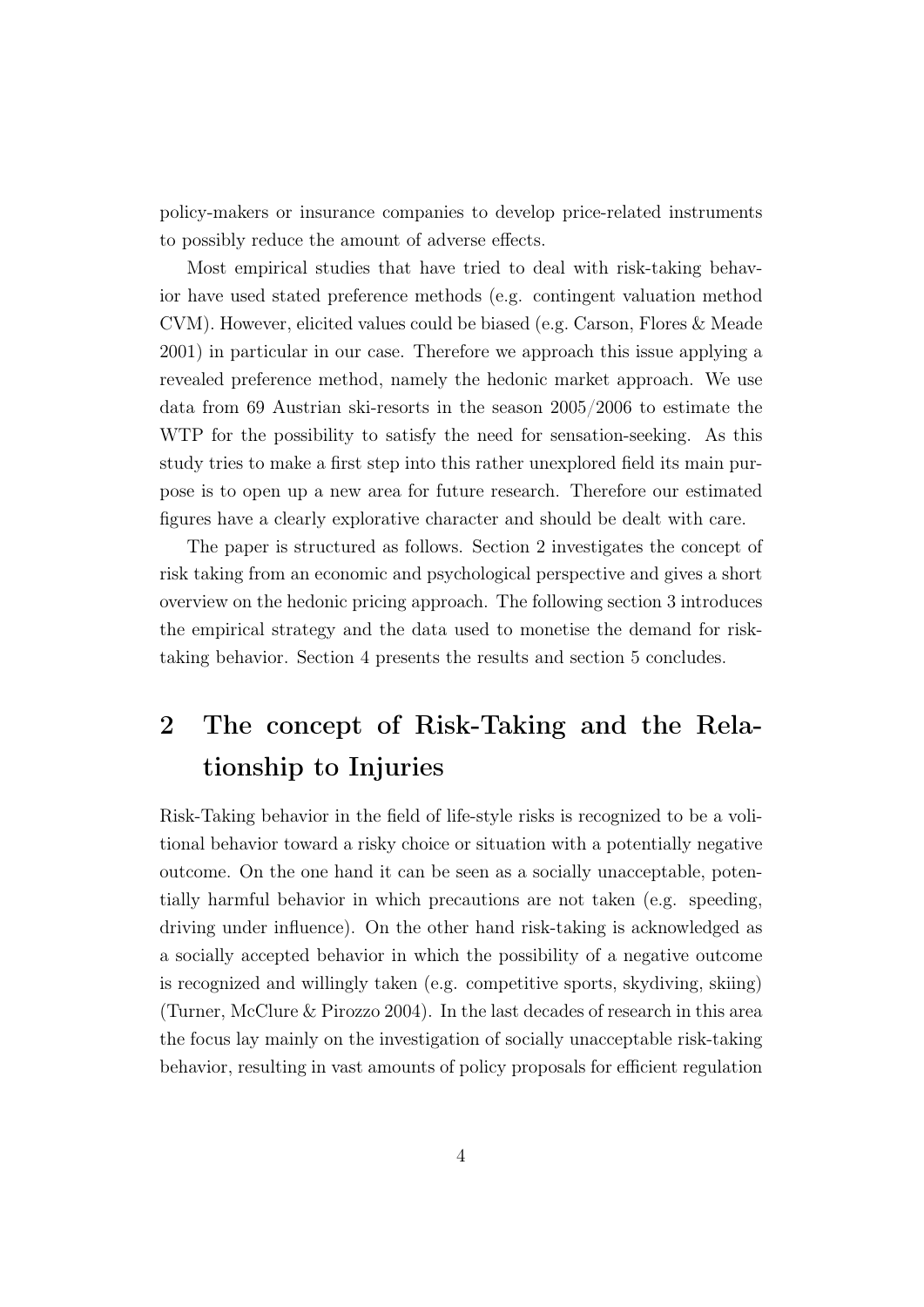policy-makers or insurance companies to develop price-related instruments to possibly reduce the amount of adverse effects.

Most empirical studies that have tried to deal with risk-taking behavior have used stated preference methods (e.g. contingent valuation method CVM). However, elicited values could be biased (e.g. Carson, Flores & Meade 2001) in particular in our case. Therefore we approach this issue applying a revealed preference method, namely the hedonic market approach. We use data from 69 Austrian ski-resorts in the season 2005/2006 to estimate the WTP for the possibility to satisfy the need for sensation-seeking. As this study tries to make a first step into this rather unexplored field its main purpose is to open up a new area for future research. Therefore our estimated figures have a clearly explorative character and should be dealt with care.

The paper is structured as follows. Section 2 investigates the concept of risk taking from an economic and psychological perspective and gives a short overview on the hedonic pricing approach. The following section 3 introduces the empirical strategy and the data used to monetise the demand for risk-taking behavior. Section 4 presents the results and section 5 concludes.

# 2 The concept of Risk-Taking and the Relationship to Injuries

Risk-Taking behavior in the field of life-style risks is recognized to be a volitional behavior toward a risky choice or situation with a potentially negative outcome. On the one hand it can be seen as a socially unacceptable, potentially harmful behavior in which precautions are not taken (e.g. speeding, driving under influence). On the other hand risk-taking is acknowledged as a socially accepted behavior in which the possibility of a negative outcome is recognized and willingly taken (e.g. competitive sports, skydiving, skiing) (Turner, McClure & Pirozzo 2004). In the last decades of research in this area the focus lay mainly on the investigation of socially unacceptable risk-taking behavior, resulting in vast amounts of policy proposals for efficient regulation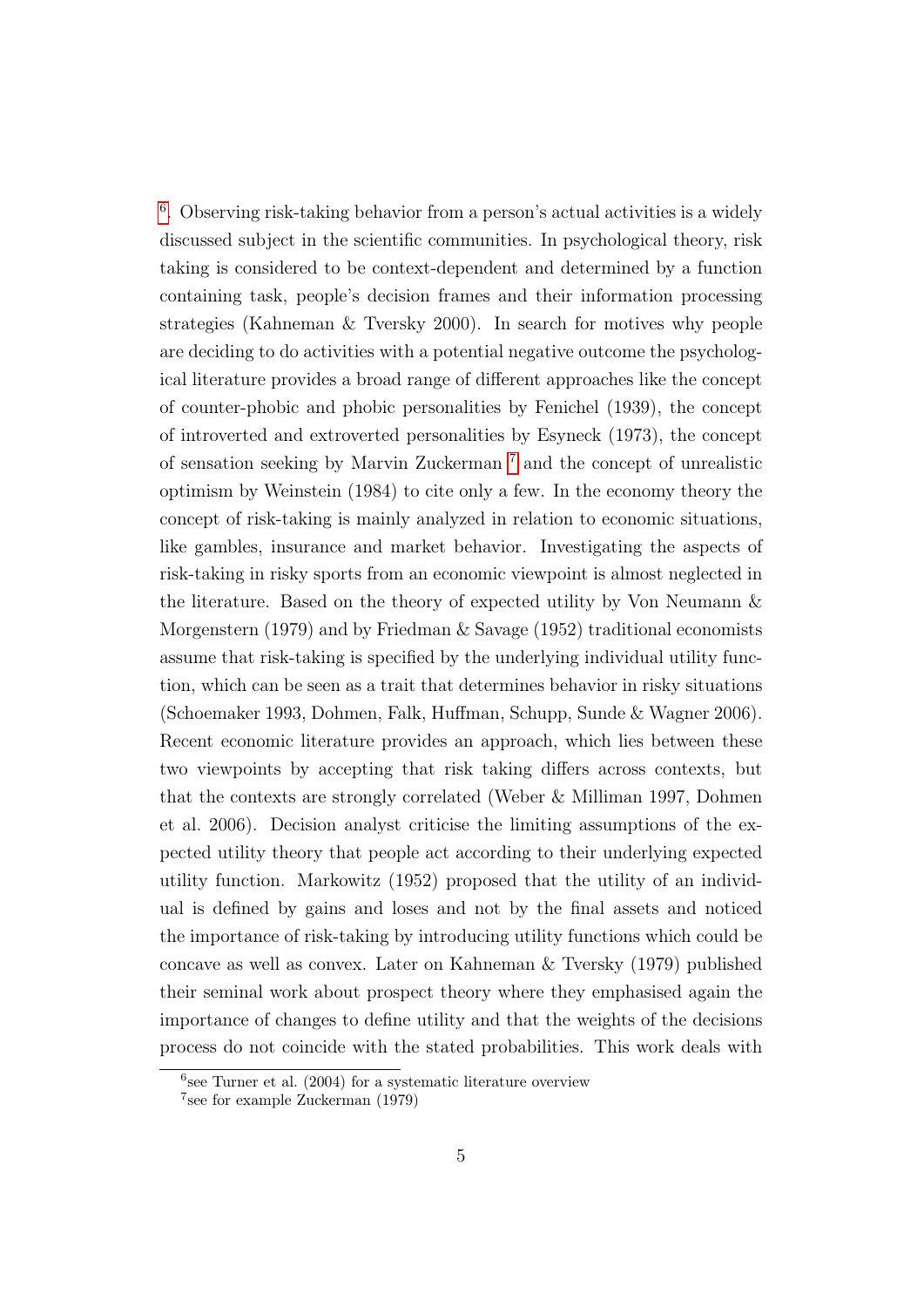[6]. Observing risk-taking behavior from a person's actual activities is a widely discussed subject in the scientific communities. In psychological theory, risk taking is considered to be context-dependent and determined by a function containing task, people's decision frames and their information processing strategies (Kahneman & Tversky 2000). In search for motives why people are deciding to do activities with a potential negative outcome the psychological literature provides a broad range of different approaches like the concept of counter-phobic and phobic personalities by Fenichel (1939), the concept of introverted and extroverted personalities by Esyneck (1973), the concept of sensation seeking by Marvin Zuckerman [7] and the concept of unrealistic optimism by Weinstein (1984) to cite only a few. In the economy theory the concept of risk-taking is mainly analyzed in relation to economic situations, like gambles, insurance and market behavior. Investigating the aspects of risk-taking in risky sports from an economic viewpoint is almost neglected in the literature. Based on the theory of expected utility by Von Neumann & Morgenstern (1979) and by Friedman & Savage (1952) traditional economists assume that risk-taking is specified by the underlying individual utility function, which can be seen as a trait that determines behavior in risky situations (Schoemaker 1993, Dohmen, Falk, Huffman, Schupp, Sunde & Wagner 2006). Recent economic literature provides an approach, which lies between these two viewpoints by accepting that risk taking differs across contexts, but that the contexts are strongly correlated (Weber & Milliman 1997, Dohmen et al. 2006). Decision analyst criticise the limiting assumptions of the expected utility theory that people act according to their underlying expected utility function. Markowitz (1952) proposed that the utility of an individual is defined by gains and loses and not by the final assets and noticed the importance of risk-taking by introducing utility functions which could be concave as well as convex. Later on Kahneman & Tversky (1979) published their seminal work about prospect theory where they emphasised again the importance of changes to define utility and that the weights of the decisions process do not coincide with the stated probabilities. This work deals with

[6] see Turner et al. (2004) for a systematic literature overview

[7] see for example Zuckerman (1979)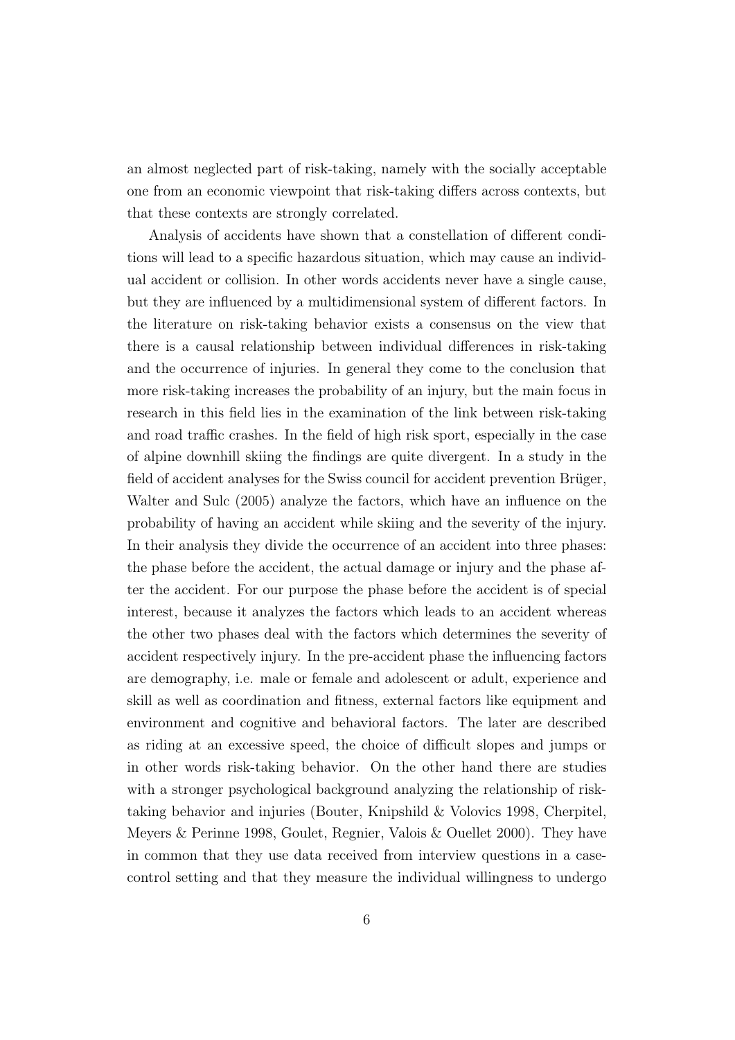an almost neglected part of risk-taking, namely with the socially acceptable one from an economic viewpoint that risk-taking differs across contexts, but that these contexts are strongly correlated.

Analysis of accidents have shown that a constellation of different conditions will lead to a specific hazardous situation, which may cause an individual accident or collision. In other words accidents never have a single cause, but they are influenced by a multidimensional system of different factors. In the literature on risk-taking behavior exists a consensus on the view that there is a causal relationship between individual differences in risk-taking and the occurrence of injuries. In general they come to the conclusion that more risk-taking increases the probability of an injury, but the main focus in research in this field lies in the examination of the link between risk-taking and road traffic crashes. In the field of high risk sport, especially in the case of alpine downhill skiing the findings are quite divergent. In a study in the field of accident analyses for the Swiss council for accident prevention Brüger, Walter and Sulc (2005) analyze the factors, which have an influence on the probability of having an accident while skiing and the severity of the injury. In their analysis they divide the occurrence of an accident into three phases: the phase before the accident, the actual damage or injury and the phase after the accident. For our purpose the phase before the accident is of special interest, because it analyzes the factors which leads to an accident whereas the other two phases deal with the factors which determines the severity of accident respectively injury. In the pre-accident phase the influencing factors are demography, i.e. male or female and adolescent or adult, experience and skill as well as coordination and fitness, external factors like equipment and environment and cognitive and behavioral factors. The later are described as riding at an excessive speed, the choice of difficult slopes and jumps or in other words risk-taking behavior. On the other hand there are studies with a stronger psychological background analyzing the relationship of risk-taking behavior and injuries (Bouter, Knipshild & Volovics 1998, Cherpitel, Meyers & Perinne 1998, Goulet, Regnier, Valois & Ouellet 2000). They have in common that they use data received from interview questions in a case-control setting and that they measure the individual willingness to undergo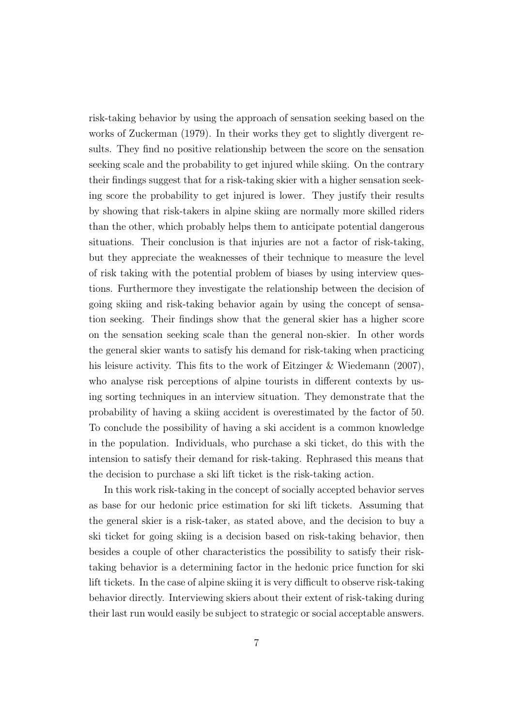risk-taking behavior by using the approach of sensation seeking based on the works of Zuckerman (1979). In their works they get to slightly divergent results. They find no positive relationship between the score on the sensation seeking scale and the probability to get injured while skiing. On the contrary their findings suggest that for a risk-taking skier with a higher sensation seeking score the probability to get injured is lower. They justify their results by showing that risk-takers in alpine skiing are normally more skilled riders than the other, which probably helps them to anticipate potential dangerous situations. Their conclusion is that injuries are not a factor of risk-taking, but they appreciate the weaknesses of their technique to measure the level of risk taking with the potential problem of biases by using interview questions. Furthermore they investigate the relationship between the decision of going skiing and risk-taking behavior again by using the concept of sensation seeking. Their findings show that the general skier has a higher score on the sensation seeking scale than the general non-skier. In other words the general skier wants to satisfy his demand for risk-taking when practicing his leisure activity. This fits to the work of Eitzinger & Wiedemann (2007), who analyse risk perceptions of alpine tourists in different contexts by using sorting techniques in an interview situation. They demonstrate that the probability of having a skiing accident is overestimated by the factor of 50. To conclude the possibility of having a ski accident is a common knowledge in the population. Individuals, who purchase a ski ticket, do this with the intension to satisfy their demand for risk-taking. Rephrased this means that the decision to purchase a ski lift ticket is the risk-taking action.

In this work risk-taking in the concept of socially accepted behavior serves as base for our hedonic price estimation for ski lift tickets. Assuming that the general skier is a risk-taker, as stated above, and the decision to buy a ski ticket for going skiing is a decision based on risk-taking behavior, then besides a couple of other characteristics the possibility to satisfy their risk-taking behavior is a determining factor in the hedonic price function for ski lift tickets. In the case of alpine skiing it is very difficult to observe risk-taking behavior directly. Interviewing skiers about their extent of risk-taking during their last run would easily be subject to strategic or social acceptable answers.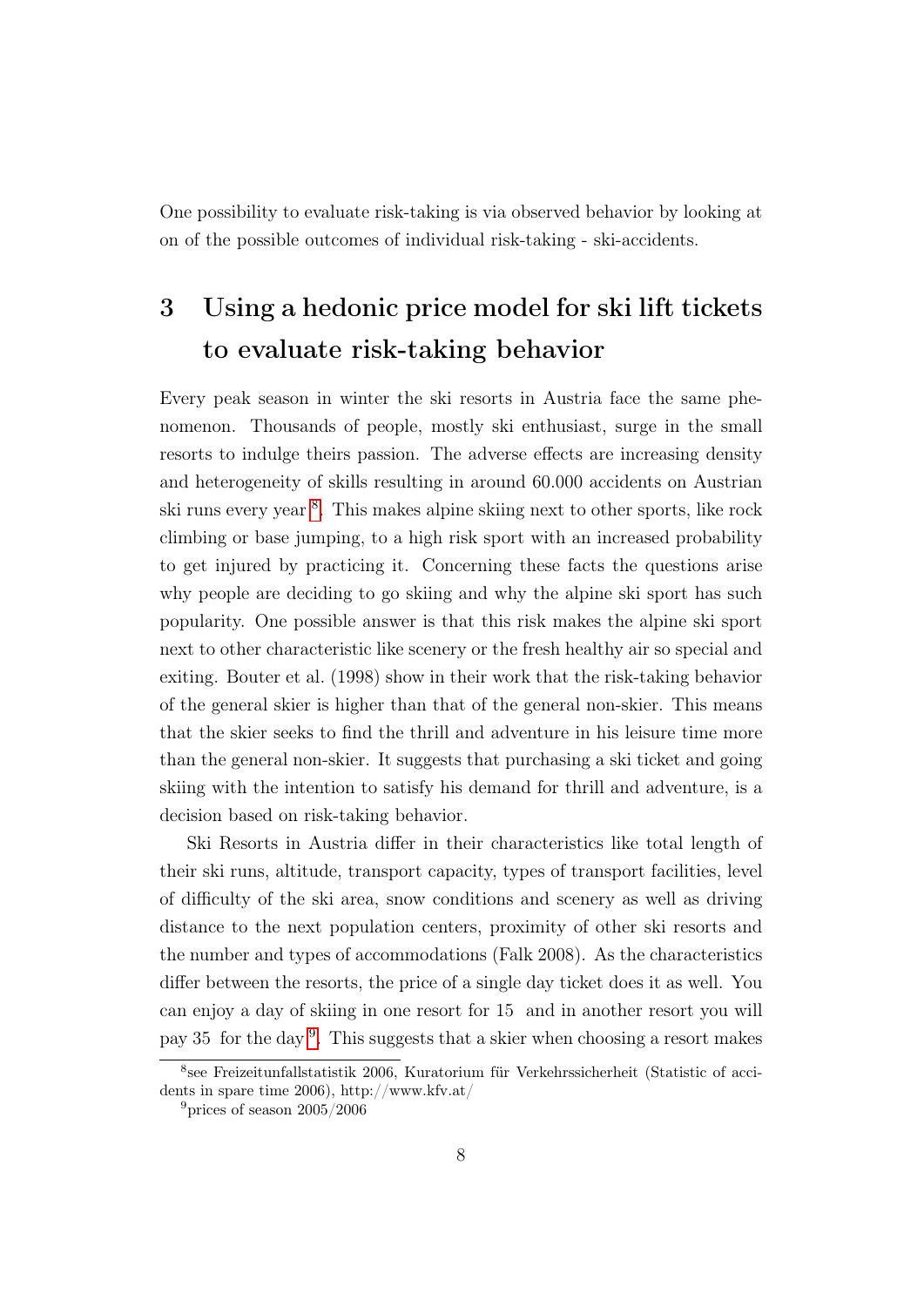One possibility to evaluate risk-taking is via observed behavior by looking at on of the possible outcomes of individual risk-taking - ski-accidents.

# 3 Using a hedonic price model for ski lift tickets to evaluate risk-taking behavior

Every peak season in winter the ski resorts in Austria face the same phenomenon. Thousands of people, mostly ski enthusiast, surge in the small resorts to indulge theirs passion. The adverse effects are increasing density and heterogeneity of skills resulting in around 60.000 accidents on Austrian ski runs every year [8]. This makes alpine skiing next to other sports, like rock climbing or base jumping, to a high risk sport with an increased probability to get injured by practicing it. Concerning these facts the questions arise why people are deciding to go skiing and why the alpine ski sport has such popularity. One possible answer is that this risk makes the alpine ski sport next to other characteristic like scenery or the fresh healthy air so special and exiting. Bouter et al. (1998) show in their work that the risk-taking behavior of the general skier is higher than that of the general non-skier. This means that the skier seeks to find the thrill and adventure in his leisure time more than the general non-skier. It suggests that purchasing a ski ticket and going skiing with the intention to satisfy his demand for thrill and adventure, is a decision based on risk-taking behavior.

Ski Resorts in Austria differ in their characteristics like total length of their ski runs, altitude, transport capacity, types of transport facilities, level of difficulty of the ski area, snow conditions and scenery as well as driving distance to the next population centers, proximity of other ski resorts and the number and types of accommodations (Falk 2008). As the characteristics differ between the resorts, the price of a single day ticket does it as well. You can enjoy a day of skiing in one resort for 15 and in another resort you will pay 35 for the day [9]. This suggests that a skier when choosing a resort makes

[8] see Freizeitunfallstatistik 2006, Kuratorium für Verkehrssicherheit (Statistic of accidents in spare time 2006), http://www.kfv.at/

[9] prices of season 2005/2006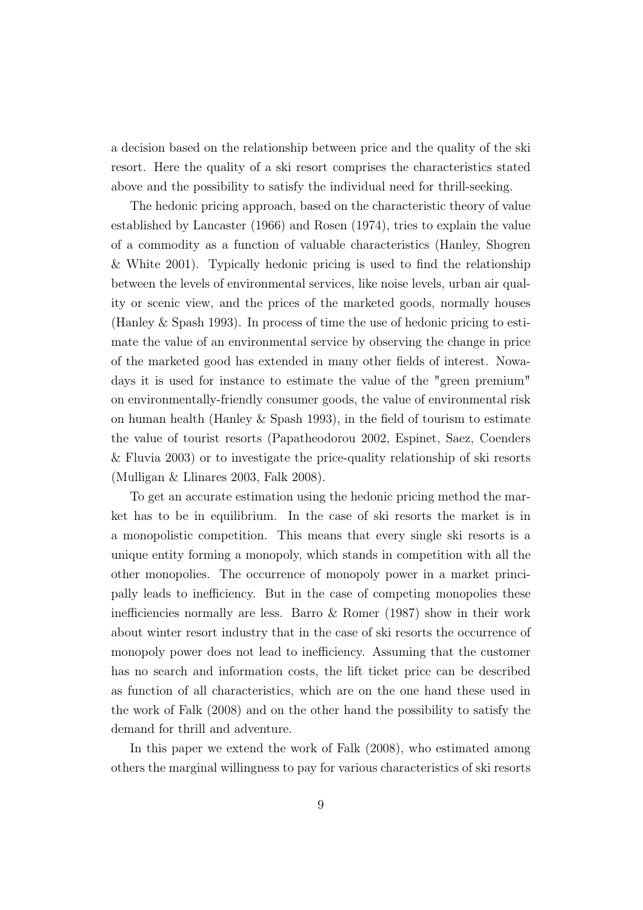a decision based on the relationship between price and the quality of the ski resort. Here the quality of a ski resort comprises the characteristics stated above and the possibility to satisfy the individual need for thrill-seeking.

The hedonic pricing approach, based on the characteristic theory of value established by Lancaster (1966) and Rosen (1974), tries to explain the value of a commodity as a function of valuable characteristics (Hanley, Shogren & White 2001). Typically hedonic pricing is used to find the relationship between the levels of environmental services, like noise levels, urban air quality or scenic view, and the prices of the marketed goods, normally houses (Hanley & Spash 1993). In process of time the use of hedonic pricing to estimate the value of an environmental service by observing the change in price of the marketed good has extended in many other fields of interest. Nowadays it is used for instance to estimate the value of the "green premium" on environmentally-friendly consumer goods, the value of environmental risk on human health (Hanley & Spash 1993), in the field of tourism to estimate the value of tourist resorts (Papatheodorou 2002, Espinet, Saez, Coenders & Fluvia 2003) or to investigate the price-quality relationship of ski resorts (Mulligan & Llinares 2003, Falk 2008).

To get an accurate estimation using the hedonic pricing method the market has to be in equilibrium. In the case of ski resorts the market is in a monopolistic competition. This means that every single ski resorts is a unique entity forming a monopoly, which stands in competition with all the other monopolies. The occurrence of monopoly power in a market principally leads to inefficiency. But in the case of competing monopolies these inefficiencies normally are less. Barro & Romer (1987) show in their work about winter resort industry that in the case of ski resorts the occurrence of monopoly power does not lead to inefficiency. Assuming that the customer has no search and information costs, the lift ticket price can be described as function of all characteristics, which are on the one hand these used in the work of Falk (2008) and on the other hand the possibility to satisfy the demand for thrill and adventure.

In this paper we extend the work of Falk (2008), who estimated among others the marginal willingness to pay for various characteristics of ski resorts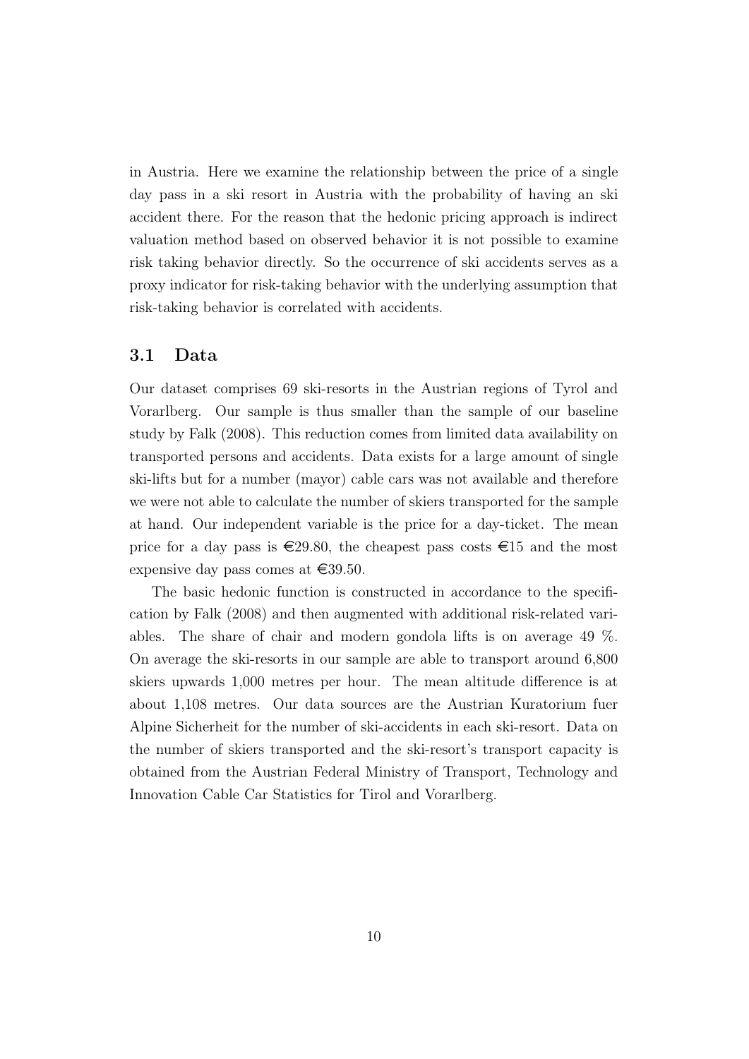in Austria. Here we examine the relationship between the price of a single day pass in a ski resort in Austria with the probability of having an ski accident there. For the reason that the hedonic pricing approach is indirect valuation method based on observed behavior it is not possible to examine risk taking behavior directly. So the occurrence of ski accidents serves as a proxy indicator for risk-taking behavior with the underlying assumption that risk-taking behavior is correlated with accidents.

## 3.1 Data

Our dataset comprises 69 ski-resorts in the Austrian regions of Tyrol and Vorarlberg. Our sample is thus smaller than the sample of our baseline study by Falk (2008). This reduction comes from limited data availability on transported persons and accidents. Data exists for a large amount of single ski-lifts but for a number (mayor) cable cars was not available and therefore we were not able to calculate the number of skiers transported for the sample at hand. Our independent variable is the price for a day-ticket. The mean price for a day pass is €29.80, the cheapest pass costs €15 and the most expensive day pass comes at €39.50.

The basic hedonic function is constructed in accordance to the specification by Falk (2008) and then augmented with additional risk-related variables. The share of chair and modern gondola lifts is on average 49 %. On average the ski-resorts in our sample are able to transport around 6,800 skiers upwards 1,000 metres per hour. The mean altitude difference is at about 1,108 metres. Our data sources are the Austrian Kuratorium fuer Alpine Sicherheit for the number of ski-accidents in each ski-resort. Data on the number of skiers transported and the ski-resort's transport capacity is obtained from the Austrian Federal Ministry of Transport, Technology and Innovation Cable Car Statistics for Tirol and Vorarlberg.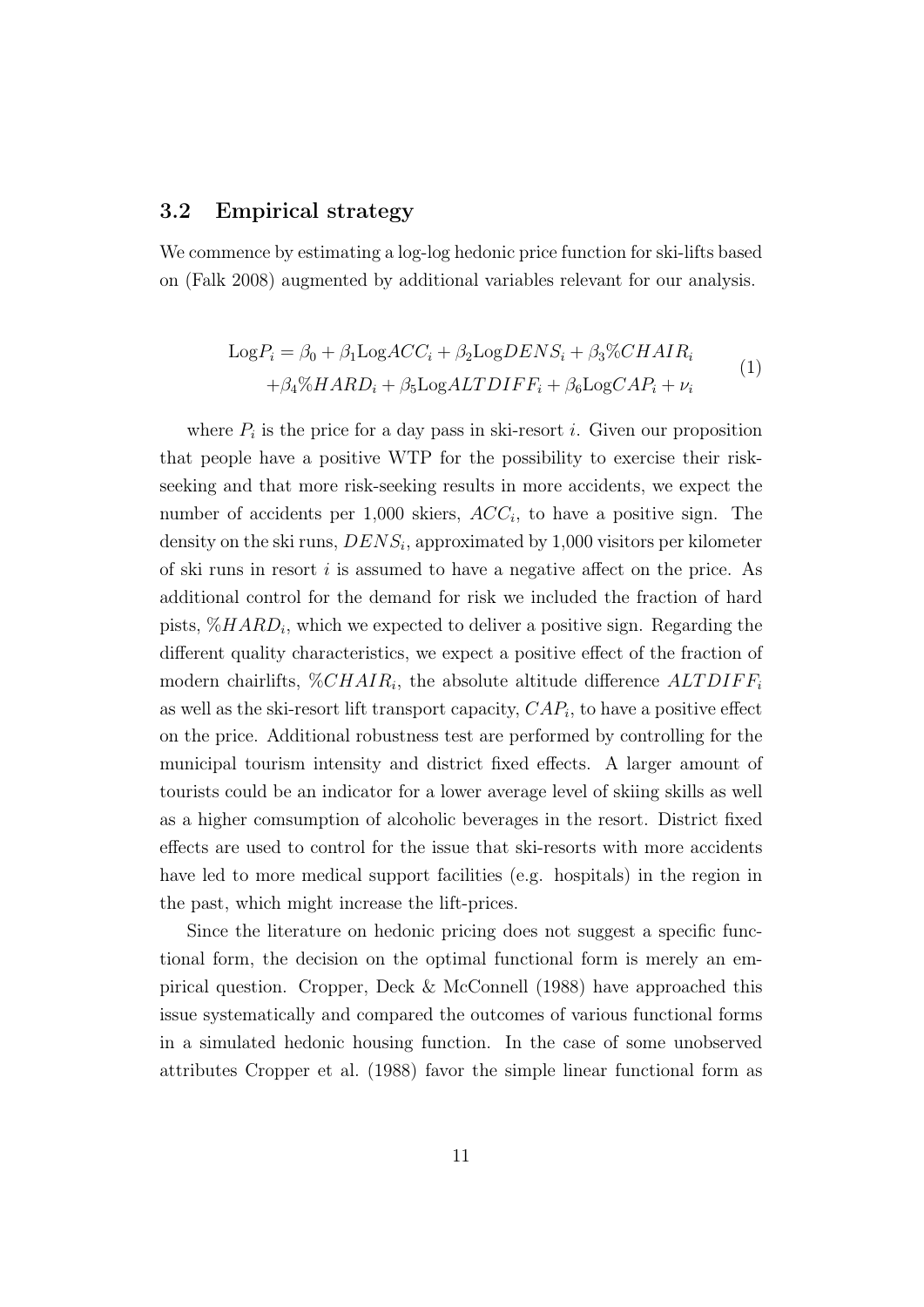### 3.2 Empirical strategy

We commence by estimating a log-log hedonic price function for ski-lifts based on (Falk 2008) augmented by additional variables relevant for our analysis.

$$
\begin{aligned}
\text{Log}P_i = \beta_0 + \beta_1 \text{Log}ACC_i + \beta_2 \text{Log}DENS_i + \beta_3 \% CHAIR_i \\
+ \beta_4 \% HARD_i + \beta_5 \text{Log}ALTDIFF_i + \beta_6 \text{Log}CAP_i + \nu_i
\end{aligned}
\tag{1}
$$

where $P_i$ is the price for a day pass in ski-resort $i$. Given our proposition that people have a positive WTP for the possibility to exercise their risk-seeking and that more risk-seeking results in more accidents, we expect the number of accidents per 1,000 skiers, $ACC_i$, to have a positive sign. The density on the ski runs, $DENS_i$, approximated by 1,000 visitors per kilometer of ski runs in resort $i$ is assumed to have a negative affect on the price. As additional control for the demand for risk we included the fraction of hard pists, $\%HARD_i$, which we expected to deliver a positive sign. Regarding the different quality characteristics, we expect a positive effect of the fraction of modern chairlifts, $\%CHAIR_i$, the absolute altitude difference $ALTDIFF_i$ as well as the ski-resort lift transport capacity, $CAP_i$, to have a positive effect on the price. Additional robustness test are performed by controlling for the municipal tourism intensity and district fixed effects. A larger amount of tourists could be an indicator for a lower average level of skiing skills as well as a higher comsumption of alcoholic beverages in the resort. District fixed effects are used to control for the issue that ski-resorts with more accidents have led to more medical support facilities (e.g. hospitals) in the region in the past, which might increase the lift-prices.

Since the literature on hedonic pricing does not suggest a specific functional form, the decision on the optimal functional form is merely an empirical question. Cropper, Deck & McConnell (1988) have approached this issue systematically and compared the outcomes of various functional forms in a simulated hedonic housing function. In the case of some unobserved attributes Cropper et al. (1988) favor the simple linear functional form as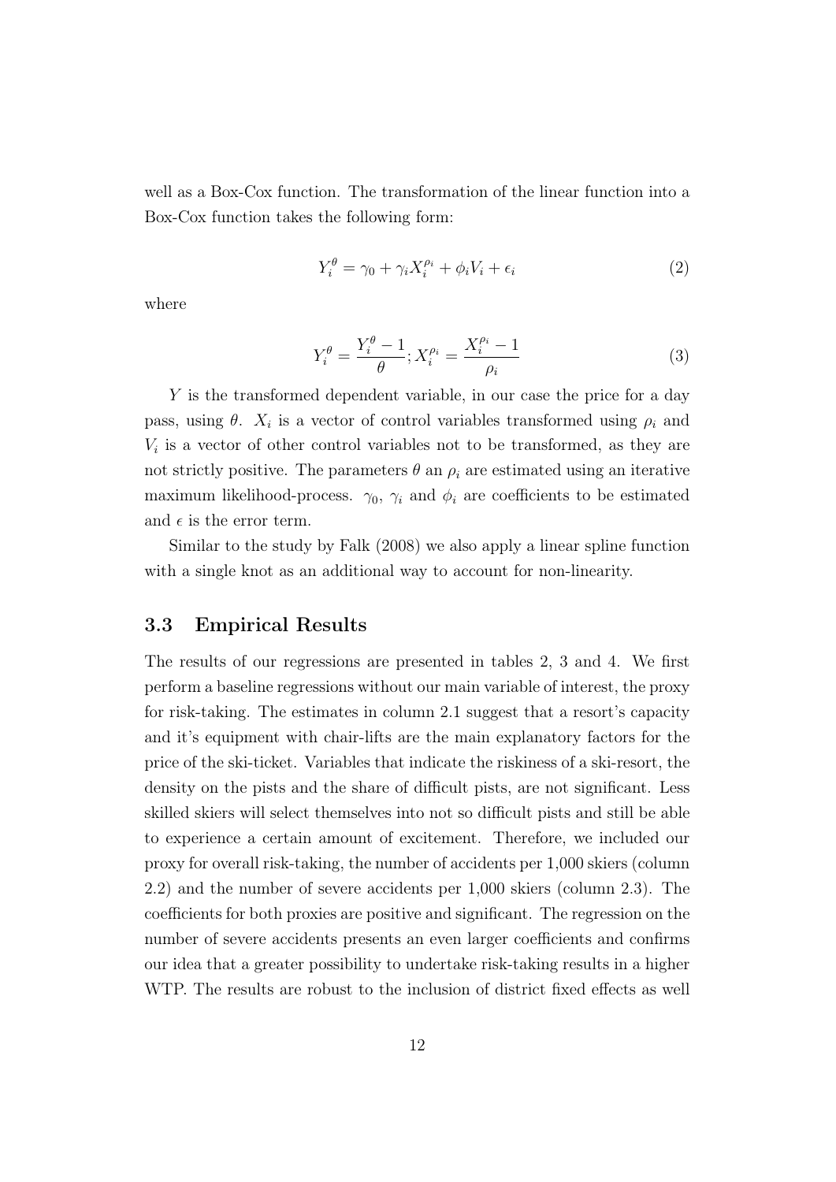well as a Box-Cox function. The transformation of the linear function into a Box-Cox function takes the following form:

$$Y_i^\theta = \gamma_0 + \gamma_i X_i^{\rho_i} + \phi_i V_i + \epsilon_i \tag{2}$$

where

$$Y_i^\theta = \frac{Y_i^\theta - 1}{\theta}; X_i^{\rho_i} = \frac{X_i^{\rho_i} - 1}{\rho_i} \tag{3}$$

$Y$ is the transformed dependent variable, in our case the price for a day pass, using $\theta$. $X_i$ is a vector of control variables transformed using $\rho_i$ and $V_i$ is a vector of other control variables not to be transformed, as they are not strictly positive. The parameters $\theta$ an $\rho_i$ are estimated using an iterative maximum likelihood-process. $\gamma_0$, $\gamma_i$ and $\phi_i$ are coefficients to be estimated and $\epsilon$ is the error term.

Similar to the study by Falk (2008) we also apply a linear spline function with a single knot as an additional way to account for non-linearity.

### 3.3 Empirical Results

The results of our regressions are presented in tables 2, 3 and 4. We first perform a baseline regressions without our main variable of interest, the proxy for risk-taking. The estimates in column 2.1 suggest that a resort's capacity and it's equipment with chair-lifts are the main explanatory factors for the price of the ski-ticket. Variables that indicate the riskiness of a ski-resort, the density on the pists and the share of difficult pists, are not significant. Less skilled skiers will select themselves into not so difficult pists and still be able to experience a certain amount of excitement. Therefore, we included our proxy for overall risk-taking, the number of accidents per 1,000 skiers (column 2.2) and the number of severe accidents per 1,000 skiers (column 2.3). The coefficients for both proxies are positive and significant. The regression on the number of severe accidents presents an even larger coefficients and confirms our idea that a greater possibility to undertake risk-taking results in a higher WTP. The results are robust to the inclusion of district fixed effects as well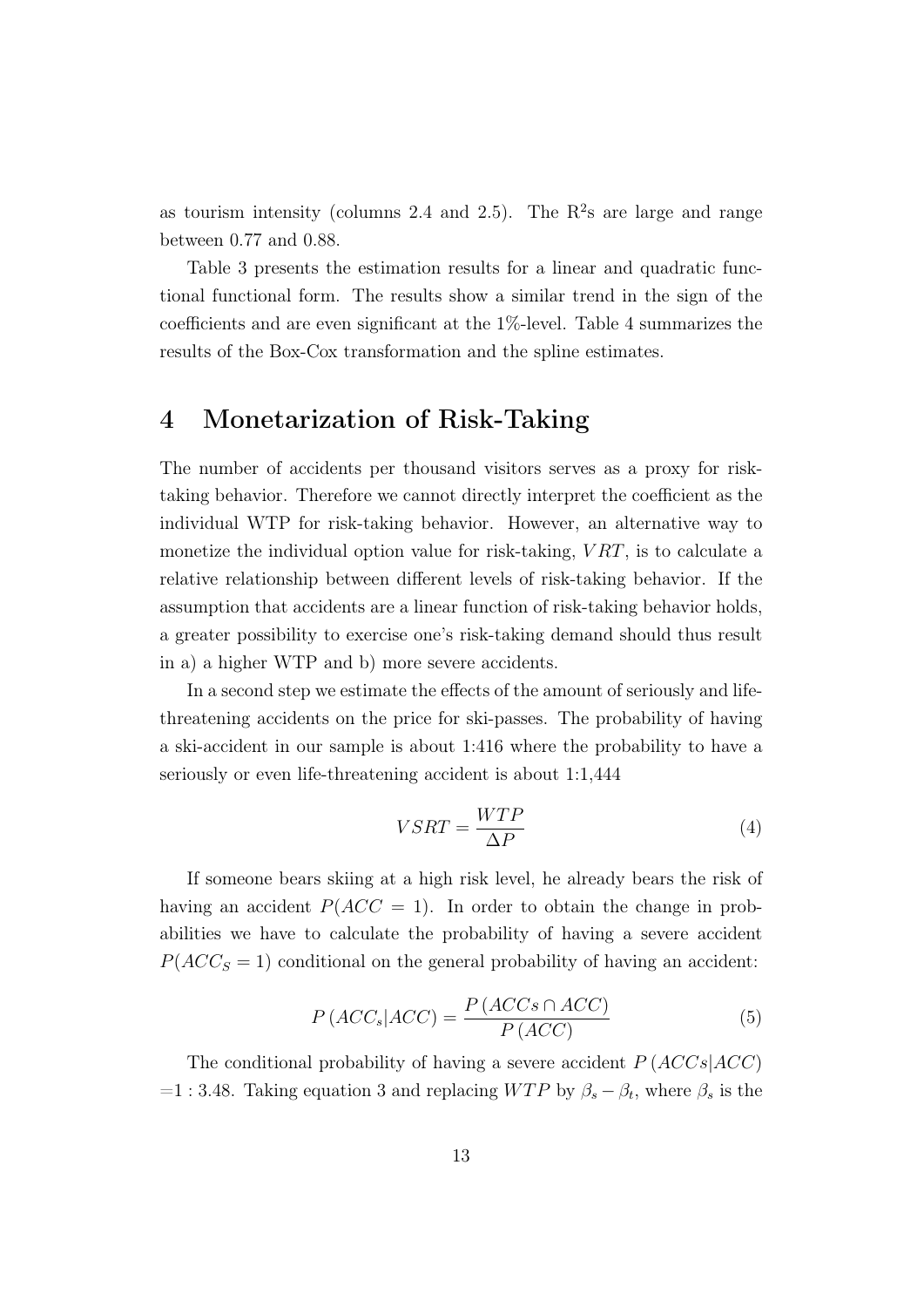as tourism intensity (columns 2.4 and 2.5). The $R^2$s are large and range between 0.77 and 0.88.

Table 3 presents the estimation results for a linear and quadratic functional functional form. The results show a similar trend in the sign of the coefficients and are even significant at the 1%-level. Table 4 summarizes the results of the Box-Cox transformation and the spline estimates.

# 4 Monetarization of Risk-Taking

The number of accidents per thousand visitors serves as a proxy for risk-taking behavior. Therefore we cannot directly interpret the coefficient as the individual WTP for risk-taking behavior. However, an alternative way to monetize the individual option value for risk-taking, $VRT$, is to calculate a relative relationship between different levels of risk-taking behavior. If the assumption that accidents are a linear function of risk-taking behavior holds, a greater possibility to exercise one's risk-taking demand should thus result in a) a higher WTP and b) more severe accidents.

In a second step we estimate the effects of the amount of seriously and life-threatening accidents on the price for ski-passes. The probability of having a ski-accident in our sample is about 1:416 where the probability to have a seriously or even life-threatening accident is about 1:1,444

$$VSRT = \frac{WTP}{\Delta P} \tag{4}$$

If someone bears skiing at a high risk level, he already bears the risk of having an accident $P(ACC = 1)$. In order to obtain the change in probabilities we have to calculate the probability of having a severe accident $P(ACC_S = 1)$ conditional on the general probability of having an accident:

$$P\left(ACC_s|ACC\right) = \frac{P\left(ACCs \cap ACC\right)}{P\left(ACC\right)} \tag{5}$$

The conditional probability of having a severe accident $P\left(ACCs|ACC\right)$ $=1:3.48$. Taking equation 3 and replacing $WTP$ by $\beta_s - \beta_t$, where $\beta_s$ is the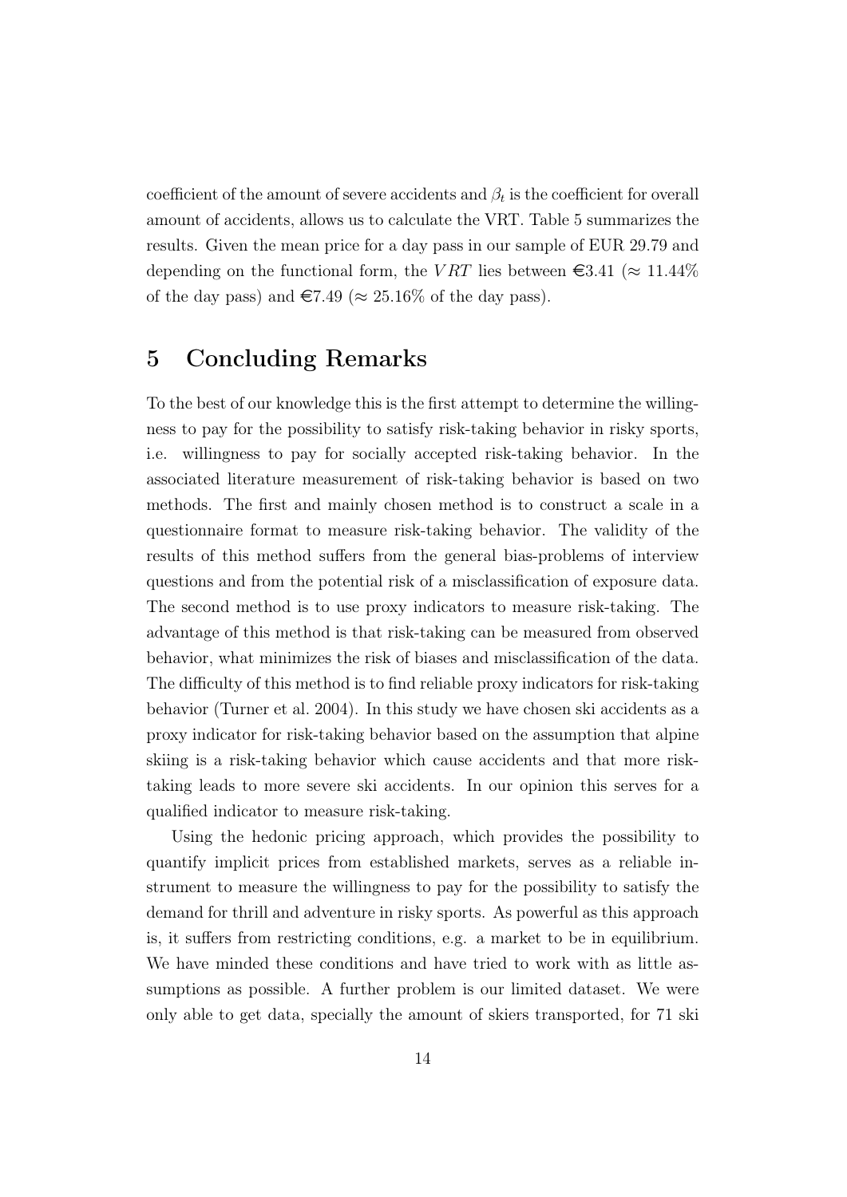coefficient of the amount of severe accidents and $\beta_t$ is the coefficient for overall amount of accidents, allows us to calculate the VRT. Table 5 summarizes the results. Given the mean price for a day pass in our sample of EUR 29.79 and depending on the functional form, the $VRT$ lies between €3.41 ($\approx 11.44\%$ of the day pass) and €7.49 ($\approx 25.16\%$ of the day pass).

## 5 Concluding Remarks

To the best of our knowledge this is the first attempt to determine the willingness to pay for the possibility to satisfy risk-taking behavior in risky sports, i.e. willingness to pay for socially accepted risk-taking behavior. In the associated literature measurement of risk-taking behavior is based on two methods. The first and mainly chosen method is to construct a scale in a questionnaire format to measure risk-taking behavior. The validity of the results of this method suffers from the general bias-problems of interview questions and from the potential risk of a misclassification of exposure data. The second method is to use proxy indicators to measure risk-taking. The advantage of this method is that risk-taking can be measured from observed behavior, what minimizes the risk of biases and misclassification of the data. The difficulty of this method is to find reliable proxy indicators for risk-taking behavior (Turner et al. 2004). In this study we have chosen ski accidents as a proxy indicator for risk-taking behavior based on the assumption that alpine skiing is a risk-taking behavior which cause accidents and that more risk-taking leads to more severe ski accidents. In our opinion this serves for a qualified indicator to measure risk-taking.

Using the hedonic pricing approach, which provides the possibility to quantify implicit prices from established markets, serves as a reliable instrument to measure the willingness to pay for the possibility to satisfy the demand for thrill and adventure in risky sports. As powerful as this approach is, it suffers from restricting conditions, e.g. a market to be in equilibrium. We have minded these conditions and have tried to work with as little assumptions as possible. A further problem is our limited dataset. We were only able to get data, specially the amount of skiers transported, for 71 ski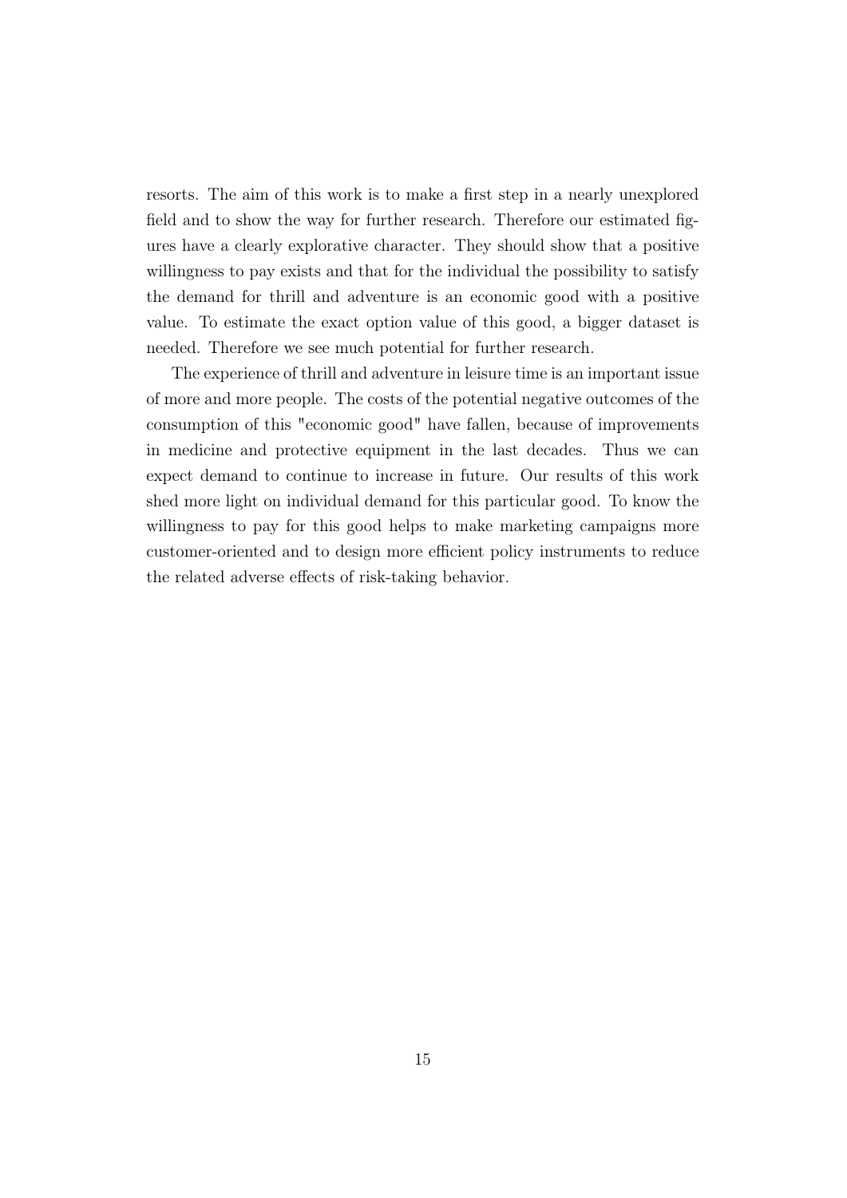resorts. The aim of this work is to make a first step in a nearly unexplored field and to show the way for further research. Therefore our estimated figures have a clearly explorative character. They should show that a positive willingness to pay exists and that for the individual the possibility to satisfy the demand for thrill and adventure is an economic good with a positive value. To estimate the exact option value of this good, a bigger dataset is needed. Therefore we see much potential for further research.

The experience of thrill and adventure in leisure time is an important issue of more and more people. The costs of the potential negative outcomes of the consumption of this "economic good" have fallen, because of improvements in medicine and protective equipment in the last decades. Thus we can expect demand to continue to increase in future. Our results of this work shed more light on individual demand for this particular good. To know the willingness to pay for this good helps to make marketing campaigns more customer-oriented and to design more efficient policy instruments to reduce the related adverse effects of risk-taking behavior.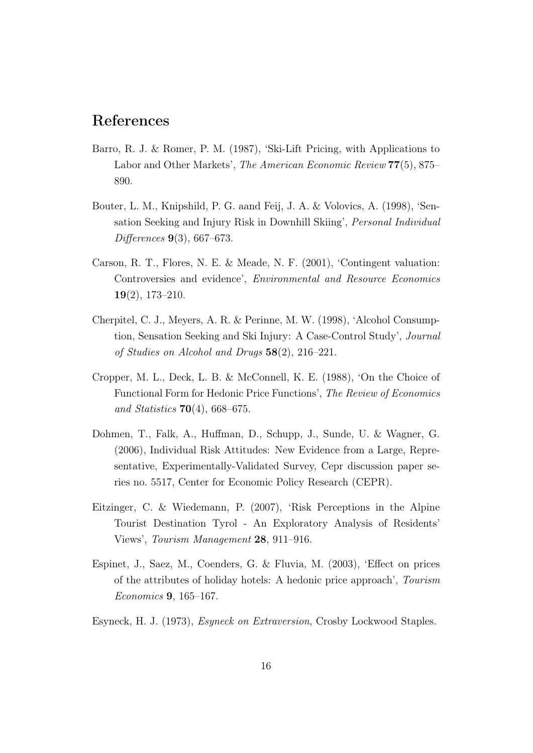## References

Barro, R. J. & Romer, P. M. (1987), 'Ski-Lift Pricing, with Applications to Labor and Other Markets', *The American Economic Review* **77**(5), 875–890.

Bouter, L. M., Knipshild, P. G. aand Feij, J. A. & Volovics, A. (1998), 'Sensation Seeking and Injury Risk in Downhill Skiing', *Personal Individual Differences* **9**(3), 667–673.

Carson, R. T., Flores, N. E. & Meade, N. F. (2001), 'Contingent valuation: Controversies and evidence', *Environmental and Resource Economics* **19**(2), 173–210.

Cherpitel, C. J., Meyers, A. R. & Perinne, M. W. (1998), 'Alcohol Consumption, Sensation Seeking and Ski Injury: A Case-Control Study', *Journal of Studies on Alcohol and Drugs* **58**(2), 216–221.

Cropper, M. L., Deck, L. B. & McConnell, K. E. (1988), 'On the Choice of Functional Form for Hedonic Price Functions', *The Review of Economics and Statistics* **70**(4), 668–675.

Dohmen, T., Falk, A., Huffman, D., Schupp, J., Sunde, U. & Wagner, G. (2006), Individual Risk Attitudes: New Evidence from a Large, Representative, Experimentally-Validated Survey, Cepr discussion paper series no. 5517, Center for Economic Policy Research (CEPR).

Eitzinger, C. & Wiedemann, P. (2007), 'Risk Perceptions in the Alpine Tourist Destination Tyrol - An Exploratory Analysis of Residents' Views', *Tourism Management* **28**, 911–916.

Espinet, J., Saez, M., Coenders, G. & Fluvia, M. (2003), 'Effect on prices of the attributes of holiday hotels: A hedonic price approach', *Tourism Economics* **9**, 165–167.

Esyneck, H. J. (1973), *Esyneck on Extraversion*, Crosby Lockwood Staples.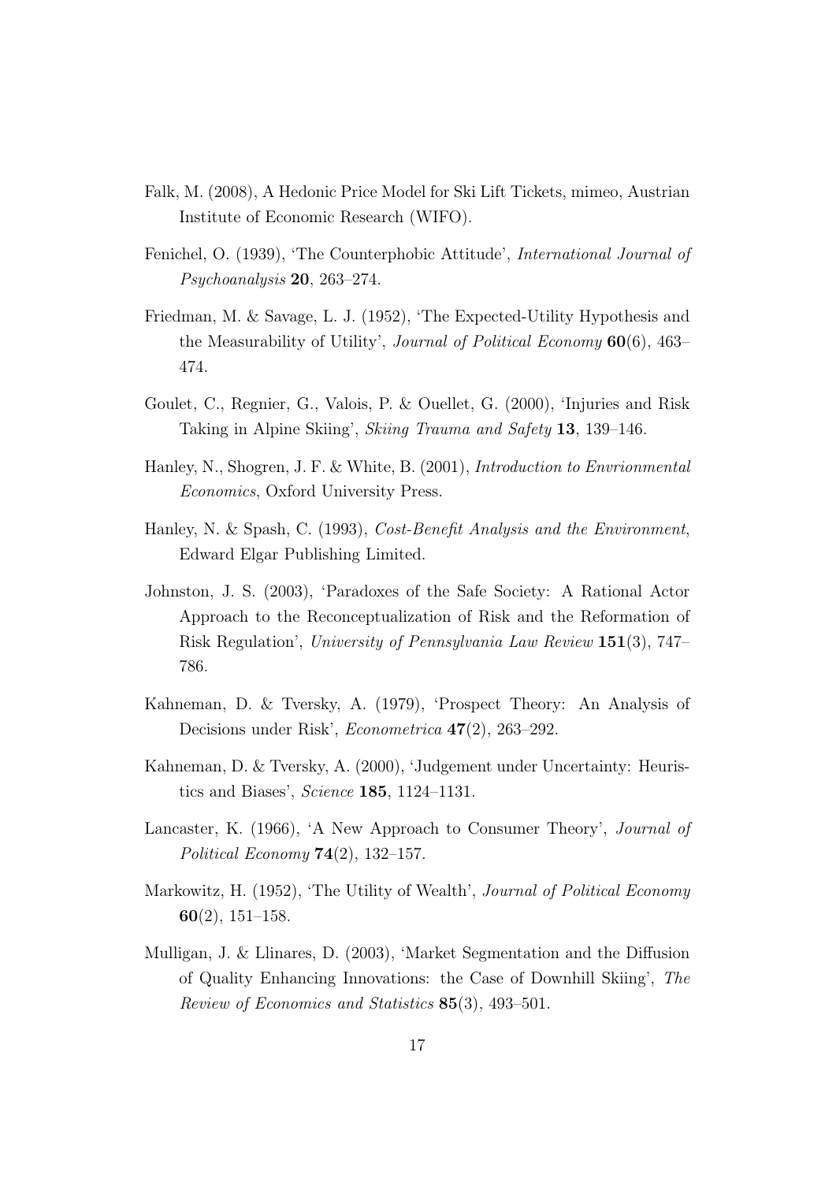Falk, M. (2008), A Hedonic Price Model for Ski Lift Tickets, mimeo, Austrian Institute of Economic Research (WIFO).

Fenichel, O. (1939), 'The Counterphobic Attitude', *International Journal of Psychoanalysis* **20**, 263–274.

Friedman, M. & Savage, L. J. (1952), 'The Expected-Utility Hypothesis and the Measurability of Utility', *Journal of Political Economy* **60**(6), 463–474.

Goulet, C., Regnier, G., Valois, P. & Ouellet, G. (2000), 'Injuries and Risk Taking in Alpine Skiing', *Skiing Trauma and Safety* **13**, 139–146.

Hanley, N., Shogren, J. F. & White, B. (2001), *Introduction to Envrionmental Economics*, Oxford University Press.

Hanley, N. & Spash, C. (1993), *Cost-Benefit Analysis and the Environment*, Edward Elgar Publishing Limited.

Johnston, J. S. (2003), 'Paradoxes of the Safe Society: A Rational Actor Approach to the Reconceptualization of Risk and the Reformation of Risk Regulation', *University of Pennsylvania Law Review* **151**(3), 747–786.

Kahneman, D. & Tversky, A. (1979), 'Prospect Theory: An Analysis of Decisions under Risk', *Econometrica* **47**(2), 263–292.

Kahneman, D. & Tversky, A. (2000), 'Judgement under Uncertainty: Heuristics and Biases', *Science* **185**, 1124–1131.

Lancaster, K. (1966), 'A New Approach to Consumer Theory', *Journal of Political Economy* **74**(2), 132–157.

Markowitz, H. (1952), 'The Utility of Wealth', *Journal of Political Economy* **60**(2), 151–158.

Mulligan, J. & Llinares, D. (2003), 'Market Segmentation and the Diffusion of Quality Enhancing Innovations: the Case of Downhill Skiing', *The Review of Economics and Statistics* **85**(3), 493–501.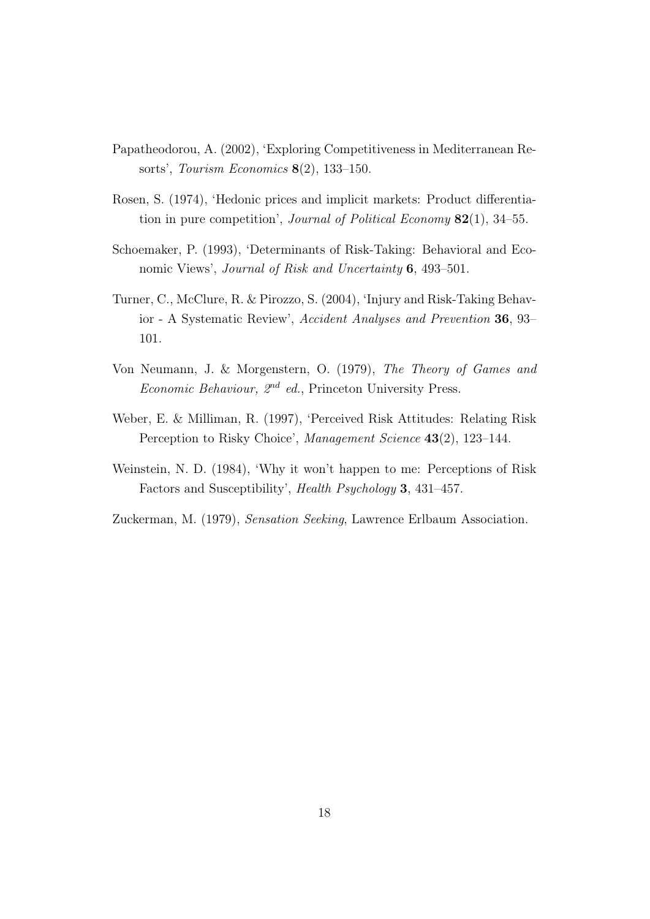Papatheodorou, A. (2002), 'Exploring Competitiveness in Mediterranean Resorts', *Tourism Economics* **8**(2), 133–150.

Rosen, S. (1974), 'Hedonic prices and implicit markets: Product differentiation in pure competition', *Journal of Political Economy* **82**(1), 34–55.

Schoemaker, P. (1993), 'Determinants of Risk-Taking: Behavioral and Economic Views', *Journal of Risk and Uncertainty* **6**, 493–501.

Turner, C., McClure, R. & Pirozzo, S. (2004), 'Injury and Risk-Taking Behavior - A Systematic Review', *Accident Analyses and Prevention* **36**, 93–101.

Von Neumann, J. & Morgenstern, O. (1979), *The Theory of Games and Economic Behaviour, 2nd ed.*, Princeton University Press.

Weber, E. & Milliman, R. (1997), 'Perceived Risk Attitudes: Relating Risk Perception to Risky Choice', *Management Science* **43**(2), 123–144.

Weinstein, N. D. (1984), 'Why it won't happen to me: Perceptions of Risk Factors and Susceptibility', *Health Psychology* **3**, 431–457.

Zuckerman, M. (1979), *Sensation Seeking*, Lawrence Erlbaum Association.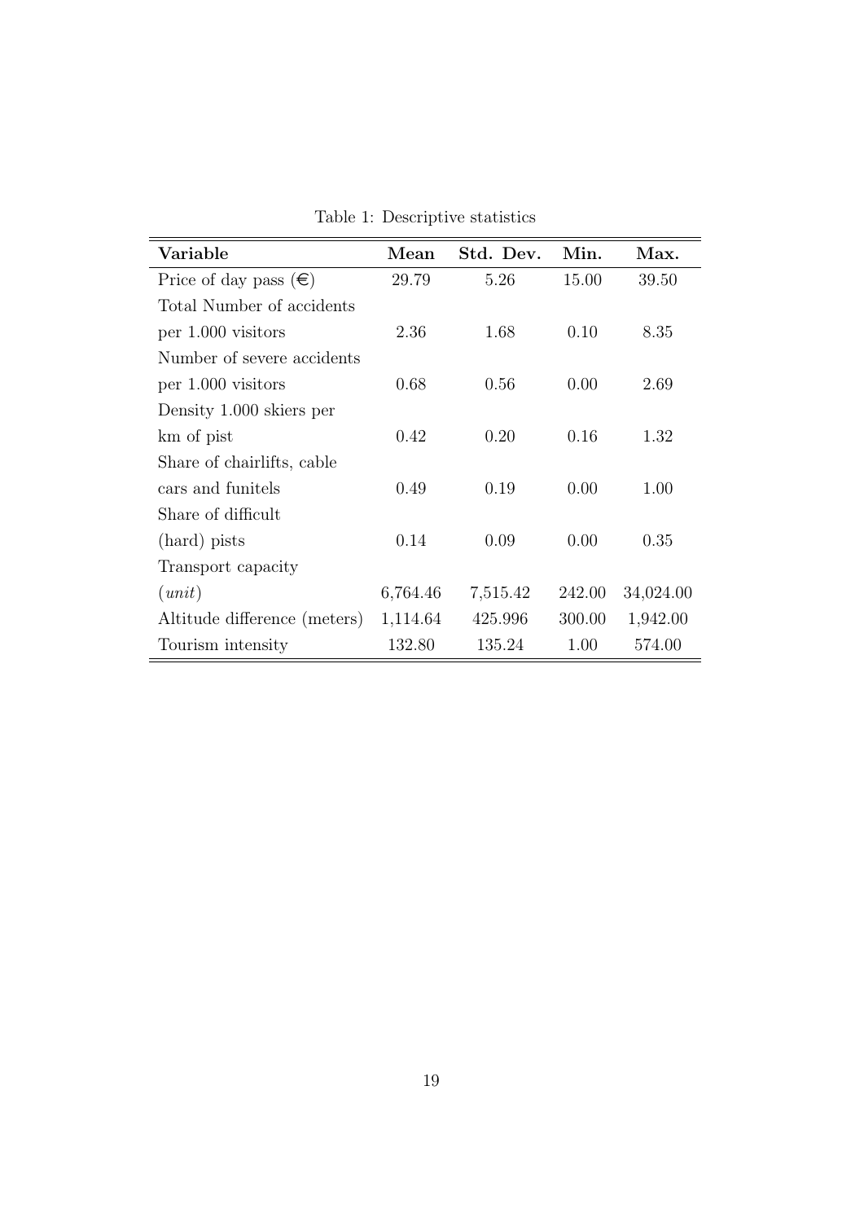Table 1: Descriptive statistics

| Variable | Mean | Std. Dev. | Min. | Max. |
|---|---|---|---|---|
| Price of day pass (€) | 29.79 | 5.26 | 15.00 | 39.50 |
| Total Number of accidents per 1.000 visitors | 2.36 | 1.68 | 0.10 | 8.35 |
| Number of severe accidents per 1.000 visitors | 0.68 | 0.56 | 0.00 | 2.69 |
| Density 1.000 skiers per km of pist | 0.42 | 0.20 | 0.16 | 1.32 |
| Share of chairlifts, cable cars and funitels | 0.49 | 0.19 | 0.00 | 1.00 |
| Share of difficult (hard) pists | 0.14 | 0.09 | 0.00 | 0.35 |
| Transport capacity (*unit*) | 6,764.46 | 7,515.42 | 242.00 | 34,024.00 |
| Altitude difference (meters) | 1,114.64 | 425.996 | 300.00 | 1,942.00 |
| Tourism intensity | 132.80 | 135.24 | 1.00 | 574.00 |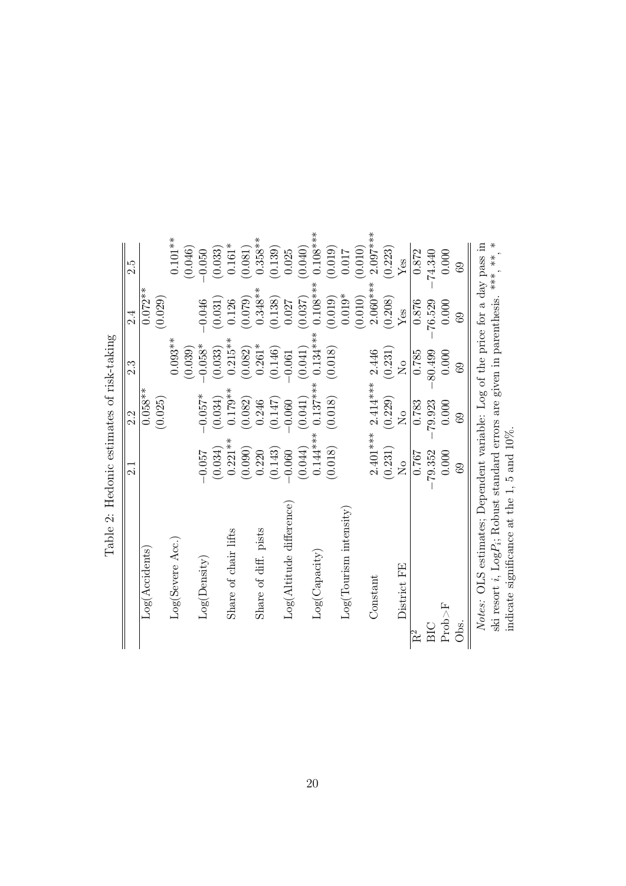Table 2: Hedonic estimates of risk-taking

| | 2.1 | 2.2 | 2.3 | 2.4 | 2.5 |
|---|---|---|---|---|---|
| Log(Accidents) | | 0.058** | | 0.072** | |
| | | (0.025) | | (0.029) | |
| Log(Severe Acc.) | | | 0.093** | | 0.101** |
| | | | (0.039) | | (0.046) |
| Log(Density) | −0.057 | −0.057* | −0.058* | −0.046 | −0.050 |
| | (0.034) | (0.034) | (0.033) | (0.031) | (0.033) |
| Share of chair lifts | 0.221** | 0.179** | 0.215** | 0.126 | 0.161* |
| | (0.090) | (0.082) | (0.082) | (0.079) | (0.081) |
| Share of diff. pists | 0.220 | 0.246 | 0.261* | 0.348** | 0.358** |
| | (0.143) | (0.147) | (0.146) | (0.138) | (0.139) |
| Log(Altitude difference) | −0.060 | −0.060 | −0.061 | 0.027 | 0.025 |
| | (0.044) | (0.041) | (0.041) | (0.037) | (0.040) |
| Log(Capacity) | 0.144*** | 0.137*** | 0.134*** | 0.108*** | 0.108*** |
| | (0.018) | (0.018) | (0.018) | (0.019) | (0.019) |
| Log(Tourism intensity) | | | | 0.019* | 0.017 |
| | | | | (0.010) | (0.010) |
| Constant | 2.401*** | 2.414*** | 2.446 | 2.060*** | 2.097*** |
| | (0.231) | (0.229) | (0.231) | (0.208) | (0.223) |
| District FE | No | No | No | Yes | Yes |
| $R^2$ | 0.767 | 0.783 | 0.785 | 0.876 | 0.872 |
| BIC | −79.352 | −79.923 | −80.499 | −76.529 | −74.340 |
| Prob>F | 0.000 | 0.000 | 0.000 | 0.000 | 0.000 |
| Obs. | 69 | 69 | 69 | 69 | 69 |

*Notes:* OLS estimates; Dependent variable: Log of the price for a day pass in ski resort $i$, Log$P_i$; Robust standard errors are given in parenthesis. \*\*\*, \*\*, \* indicate significance at the 1, 5 and 10%.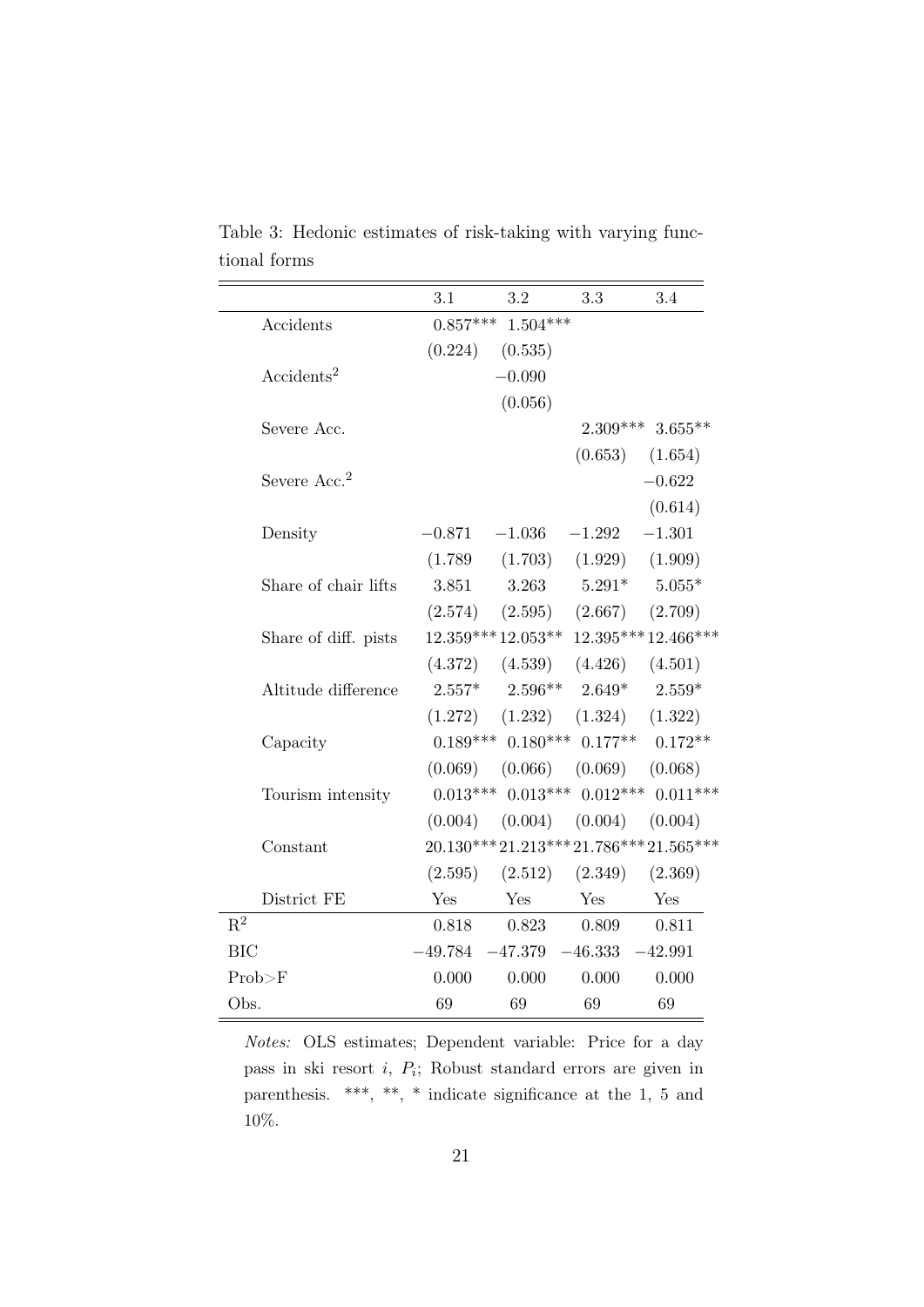Table 3: Hedonic estimates of risk-taking with varying functional forms

| | 3.1 | 3.2 | 3.3 | 3.4 |
|---|---|---|---|---|
| Accidents | 0.857*** | 1.504*** | | |
| | (0.224) | (0.535) | | |
| Accidents$^2$ | | −0.090 | | |
| | | (0.056) | | |
| Severe Acc. | | | 2.309*** | 3.655** |
| | | | (0.653) | (1.654) |
| Severe Acc.$^2$ | | | | −0.622 |
| | | | | (0.614) |
| Density | −0.871 | −1.036 | −1.292 | −1.301 |
| | (1.789 | (1.703) | (1.929) | (1.909) |
| Share of chair lifts | 3.851 | 3.263 | 5.291* | 5.055* |
| | (2.574) | (2.595) | (2.667) | (2.709) |
| Share of diff. pists | 12.359*** | 12.053** | 12.395*** | 12.466*** |
| | (4.372) | (4.539) | (4.426) | (4.501) |
| Altitude difference | 2.557* | 2.596** | 2.649* | 2.559* |
| | (1.272) | (1.232) | (1.324) | (1.322) |
| Capacity | 0.189*** | 0.180*** | 0.177** | 0.172** |
| | (0.069) | (0.066) | (0.069) | (0.068) |
| Tourism intensity | 0.013*** | 0.013*** | 0.012*** | 0.011*** |
| | (0.004) | (0.004) | (0.004) | (0.004) |
| Constant | 20.130*** | 21.213*** | 21.786*** | 21.565*** |
| | (2.595) | (2.512) | (2.349) | (2.369) |
| District FE | Yes | Yes | Yes | Yes |
| $R^2$ | 0.818 | 0.823 | 0.809 | 0.811 |
| BIC | −49.784 | −47.379 | −46.333 | −42.991 |
| Prob>F | 0.000 | 0.000 | 0.000 | 0.000 |
| Obs. | 69 | 69 | 69 | 69 |

*Notes:* OLS estimates; Dependent variable: Price for a day pass in ski resort $i$, $P_i$; Robust standard errors are given in parenthesis. ***, **, * indicate significance at the 1, 5 and 10%.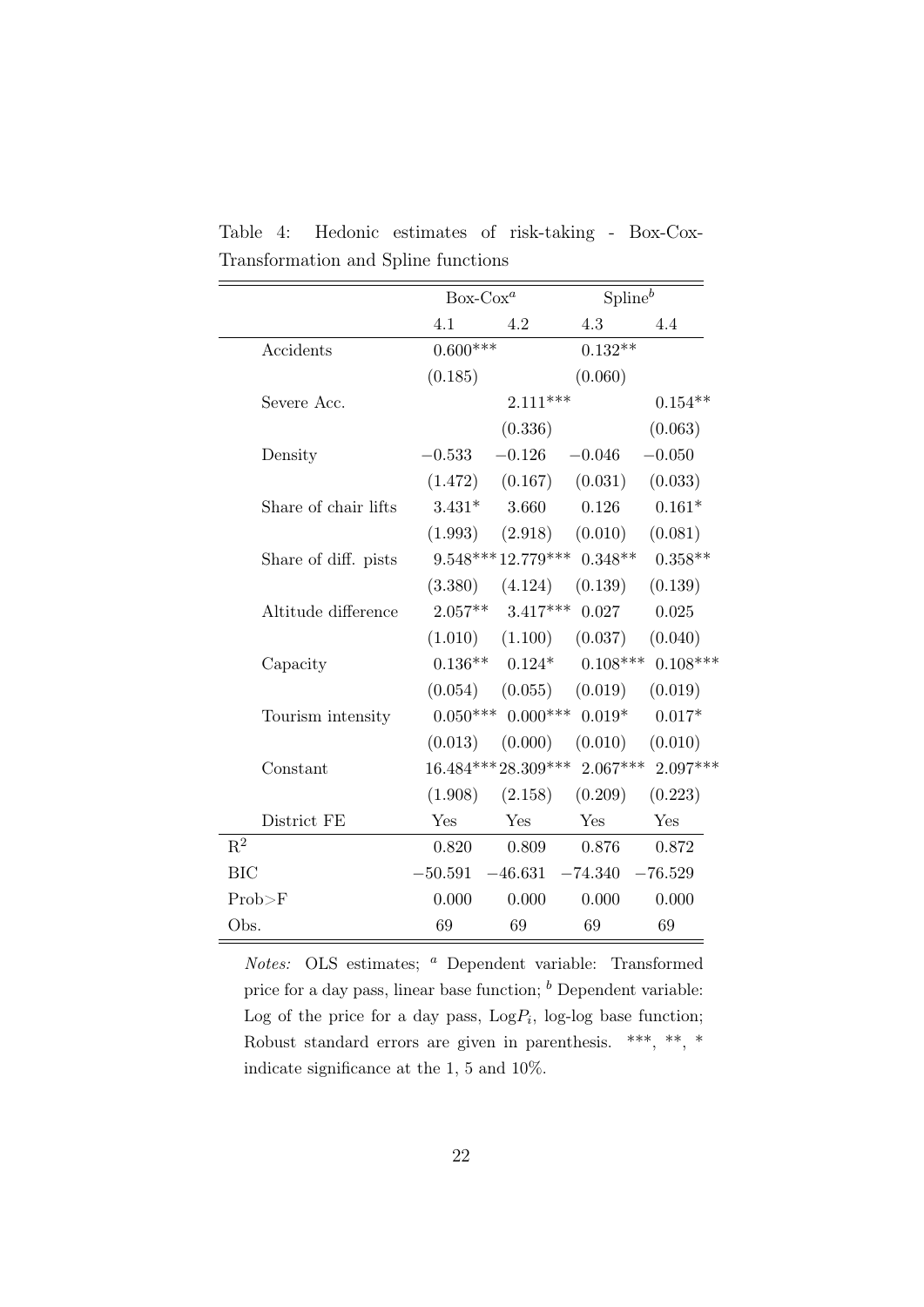Table 4: Hedonic estimates of risk-taking - Box-Cox-Transformation and Spline functions

| | Box-Cox[a] | | Spline[b] | |
|---|---|---|---|---|
| | 4.1 | 4.2 | 4.3 | 4.4 |
| Accidents | 0.600*** | | 0.132** | |
| | (0.185) | | (0.060) | |
| Severe Acc. | | 2.111*** | | 0.154** |
| | | (0.336) | | (0.063) |
| Density | −0.533 | −0.126 | −0.046 | −0.050 |
| | (1.472) | (0.167) | (0.031) | (0.033) |
| Share of chair lifts | 3.431* | 3.660 | 0.126 | 0.161* |
| | (1.993) | (2.918) | (0.010) | (0.081) |
| Share of diff. pists | 9.548*** | 12.779*** | 0.348** | 0.358** |
| | (3.380) | (4.124) | (0.139) | (0.139) |
| Altitude difference | 2.057** | 3.417*** | 0.027 | 0.025 |
| | (1.010) | (1.100) | (0.037) | (0.040) |
| Capacity | 0.136** | 0.124* | 0.108*** | 0.108*** |
| | (0.054) | (0.055) | (0.019) | (0.019) |
| Tourism intensity | 0.050*** | 0.000*** | 0.019* | 0.017* |
| | (0.013) | (0.000) | (0.010) | (0.010) |
| Constant | 16.484*** | 28.309*** | 2.067*** | 2.097*** |
| | (1.908) | (2.158) | (0.209) | (0.223) |
| District FE | Yes | Yes | Yes | Yes |
| $R^2$ | 0.820 | 0.809 | 0.876 | 0.872 |
| BIC | −50.591 | −46.631 | −74.340 | −76.529 |
| Prob>F | 0.000 | 0.000 | 0.000 | 0.000 |
| Obs. | 69 | 69 | 69 | 69 |

*Notes:* OLS estimates; [a] Dependent variable: Transformed price for a day pass, linear base function; [b] Dependent variable: Log of the price for a day pass, $\text{Log}P_i$, log-log base function; Robust standard errors are given in parenthesis. ***, **, * indicate significance at the 1, 5 and 10%.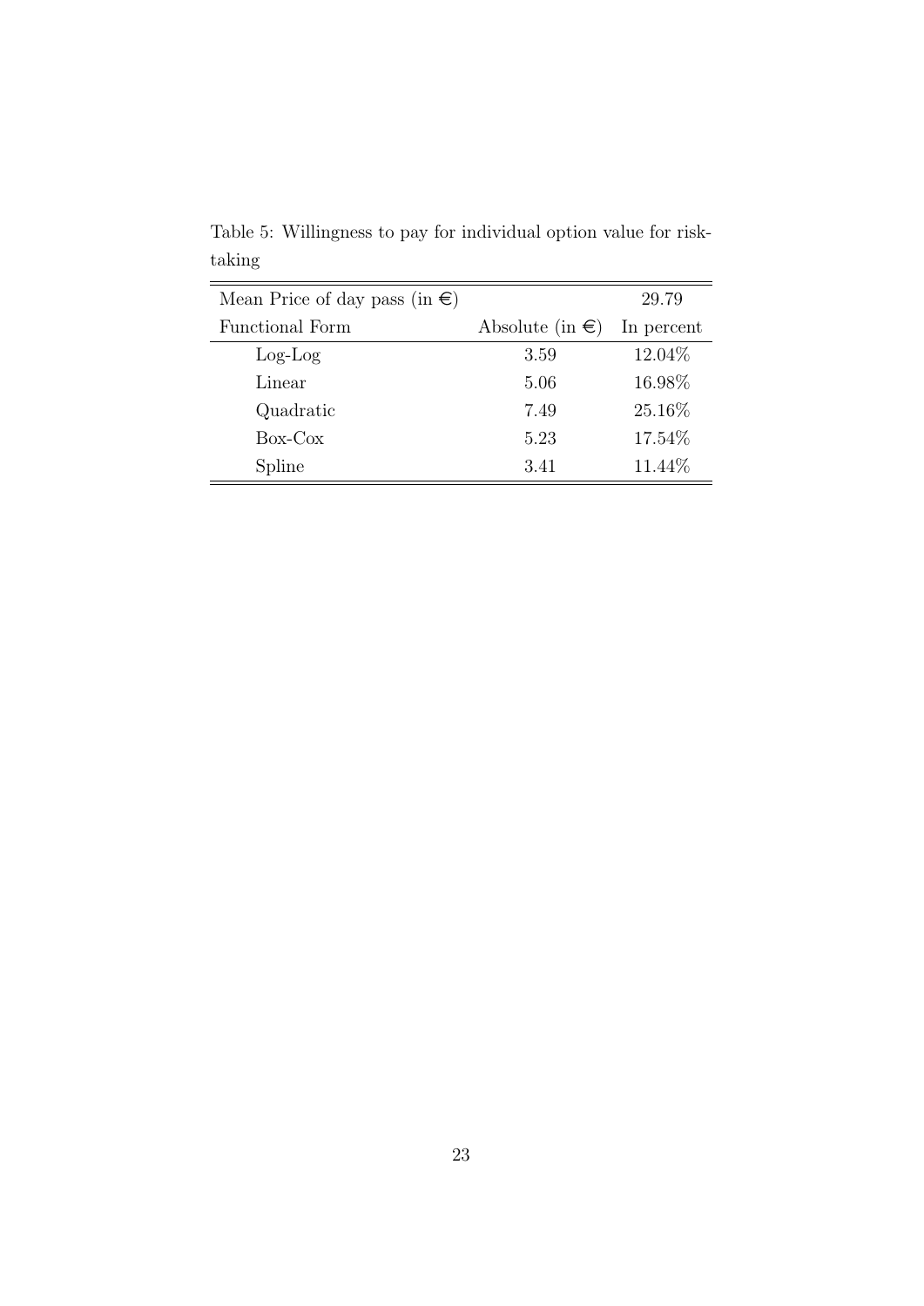Table 5: Willingness to pay for individual option value for risk-taking

| Mean Price of day pass (in €) | | 29.79 |
|---|---|---|
| Functional Form | Absolute (in €) | In percent |
| Log-Log | 3.59 | 12.04% |
| Linear | 5.06 | 16.98% |
| Quadratic | 7.49 | 25.16% |
| Box-Cox | 5.23 | 17.54% |
| Spline | 3.41 | 11.44% |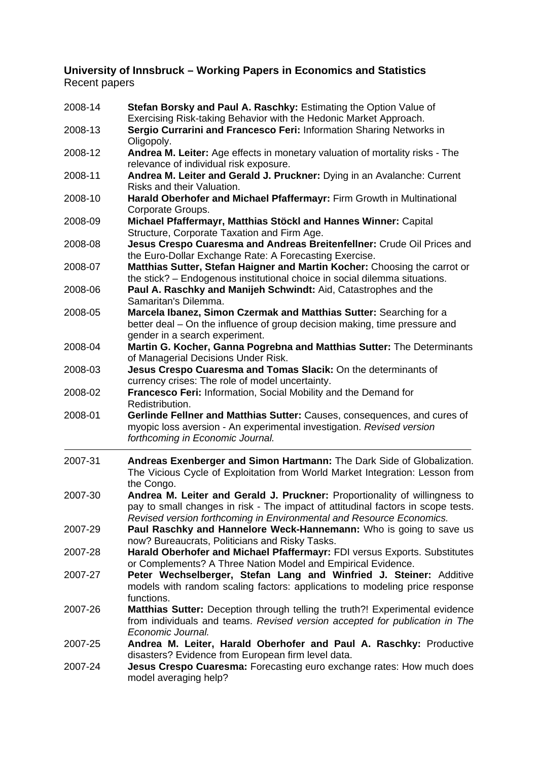**University of Innsbruck – Working Papers in Economics and Statistics**
Recent papers

2008-14 **Stefan Borsky and Paul A. Raschky:** Estimating the Option Value of Exercising Risk-taking Behavior with the Hedonic Market Approach.

2008-13 **Sergio Currarini and Francesco Feri:** Information Sharing Networks in Oligopoly.

2008-12 **Andrea M. Leiter:** Age effects in monetary valuation of mortality risks - The relevance of individual risk exposure.

2008-11 **Andrea M. Leiter and Gerald J. Pruckner:** Dying in an Avalanche: Current Risks and their Valuation.

2008-10 **Harald Oberhofer and Michael Pfaffermayr:** Firm Growth in Multinational Corporate Groups.

2008-09 **Michael Pfaffermayr, Matthias Stöckl and Hannes Winner:** Capital Structure, Corporate Taxation and Firm Age.

2008-08 **Jesus Crespo Cuaresma and Andreas Breitenfellner:** Crude Oil Prices and the Euro-Dollar Exchange Rate: A Forecasting Exercise.

2008-07 **Matthias Sutter, Stefan Haigner and Martin Kocher:** Choosing the carrot or the stick? – Endogenous institutional choice in social dilemma situations.

2008-06 **Paul A. Raschky and Manijeh Schwindt:** Aid, Catastrophes and the Samaritan's Dilemma.

2008-05 **Marcela Ibanez, Simon Czermak and Matthias Sutter:** Searching for a better deal – On the influence of group decision making, time pressure and gender in a search experiment.

2008-04 **Martin G. Kocher, Ganna Pogrebna and Matthias Sutter:** The Determinants of Managerial Decisions Under Risk.

2008-03 **Jesus Crespo Cuaresma and Tomas Slacik:** On the determinants of currency crises: The role of model uncertainty.

2008-02 **Francesco Feri:** Information, Social Mobility and the Demand for Redistribution.

2008-01 **Gerlinde Fellner and Matthias Sutter:** Causes, consequences, and cures of myopic loss aversion - An experimental investigation. *Revised version forthcoming in Economic Journal.*

---

2007-31 **Andreas Exenberger and Simon Hartmann:** The Dark Side of Globalization. The Vicious Cycle of Exploitation from World Market Integration: Lesson from the Congo.

2007-30 **Andrea M. Leiter and Gerald J. Pruckner:** Proportionality of willingness to pay to small changes in risk - The impact of attitudinal factors in scope tests. *Revised version forthcoming in Environmental and Resource Economics.*

2007-29 **Paul Raschky and Hannelore Weck-Hannemann:** Who is going to save us now? Bureaucrats, Politicians and Risky Tasks.

2007-28 **Harald Oberhofer and Michael Pfaffermayr:** FDI versus Exports. Substitutes or Complements? A Three Nation Model and Empirical Evidence.

2007-27 **Peter Wechselberger, Stefan Lang and Winfried J. Steiner:** Additive models with random scaling factors: applications to modeling price response functions.

2007-26 **Matthias Sutter:** Deception through telling the truth?! Experimental evidence from individuals and teams. *Revised version accepted for publication in The Economic Journal.*

2007-25 **Andrea M. Leiter, Harald Oberhofer and Paul A. Raschky:** Productive disasters? Evidence from European firm level data.

2007-24 **Jesus Crespo Cuaresma:** Forecasting euro exchange rates: How much does model averaging help?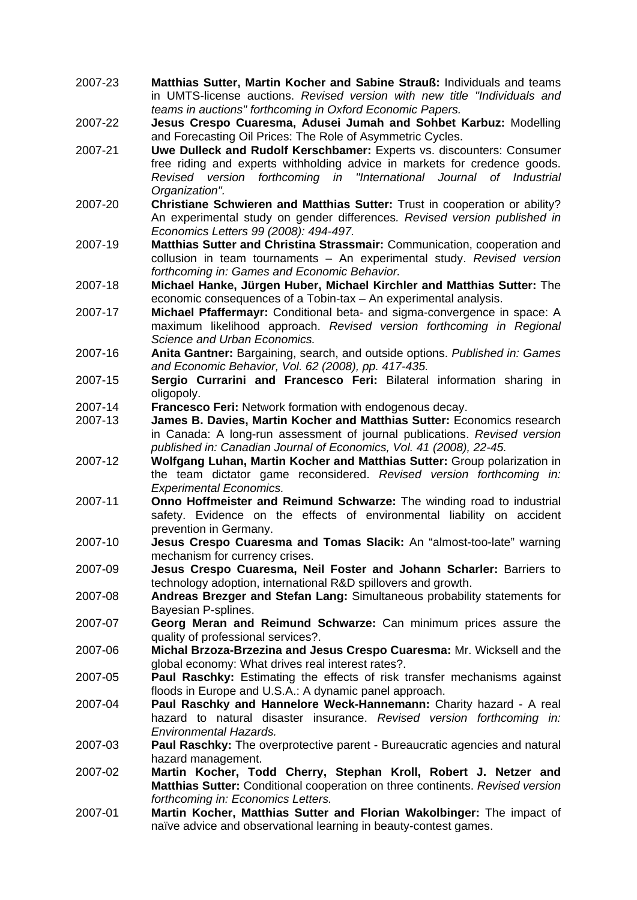2007-23 **Matthias Sutter, Martin Kocher and Sabine Strauß:** Individuals and teams in UMTS-license auctions. *Revised version with new title "Individuals and teams in auctions" forthcoming in Oxford Economic Papers.*

2007-22 **Jesus Crespo Cuaresma, Adusei Jumah and Sohbet Karbuz:** Modelling and Forecasting Oil Prices: The Role of Asymmetric Cycles.

2007-21 **Uwe Dulleck and Rudolf Kerschbamer:** Experts vs. discounters: Consumer free riding and experts withholding advice in markets for credence goods. *Revised version forthcoming in "International Journal of Industrial Organization".*

2007-20 **Christiane Schwieren and Matthias Sutter:** Trust in cooperation or ability? An experimental study on gender differences. *Revised version published in Economics Letters 99 (2008): 494-497.*

2007-19 **Matthias Sutter and Christina Strassmair:** Communication, cooperation and collusion in team tournaments – An experimental study. *Revised version forthcoming in: Games and Economic Behavior.*

2007-18 **Michael Hanke, Jürgen Huber, Michael Kirchler and Matthias Sutter:** The economic consequences of a Tobin-tax – An experimental analysis.

2007-17 **Michael Pfaffermayr:** Conditional beta- and sigma-convergence in space: A maximum likelihood approach. *Revised version forthcoming in Regional Science and Urban Economics.*

2007-16 **Anita Gantner:** Bargaining, search, and outside options. *Published in: Games and Economic Behavior, Vol. 62 (2008), pp. 417-435.*

2007-15 **Sergio Currarini and Francesco Feri:** Bilateral information sharing in oligopoly.

2007-14 **Francesco Feri:** Network formation with endogenous decay.

2007-13 **James B. Davies, Martin Kocher and Matthias Sutter:** Economics research in Canada: A long-run assessment of journal publications. *Revised version published in: Canadian Journal of Economics, Vol. 41 (2008), 22-45.*

2007-12 **Wolfgang Luhan, Martin Kocher and Matthias Sutter:** Group polarization in the team dictator game reconsidered. *Revised version forthcoming in: Experimental Economics.*

2007-11 **Onno Hoffmeister and Reimund Schwarze:** The winding road to industrial safety. Evidence on the effects of environmental liability on accident prevention in Germany.

2007-10 **Jesus Crespo Cuaresma and Tomas Slacik:** An "almost-too-late" warning mechanism for currency crises.

2007-09 **Jesus Crespo Cuaresma, Neil Foster and Johann Scharler:** Barriers to technology adoption, international R&D spillovers and growth.

2007-08 **Andreas Brezger and Stefan Lang:** Simultaneous probability statements for Bayesian P-splines.

2007-07 **Georg Meran and Reimund Schwarze:** Can minimum prices assure the quality of professional services?.

2007-06 **Michal Brzoza-Brzezina and Jesus Crespo Cuaresma:** Mr. Wicksell and the global economy: What drives real interest rates?.

2007-05 **Paul Raschky:** Estimating the effects of risk transfer mechanisms against floods in Europe and U.S.A.: A dynamic panel approach.

2007-04 **Paul Raschky and Hannelore Weck-Hannemann:** Charity hazard - A real hazard to natural disaster insurance. *Revised version forthcoming in: Environmental Hazards.*

2007-03 **Paul Raschky:** The overprotective parent - Bureaucratic agencies and natural hazard management.

2007-02 **Martin Kocher, Todd Cherry, Stephan Kroll, Robert J. Netzer and Matthias Sutter:** Conditional cooperation on three continents. *Revised version forthcoming in: Economics Letters.*

2007-01 **Martin Kocher, Matthias Sutter and Florian Wakolbinger:** The impact of naïve advice and observational learning in beauty-contest games.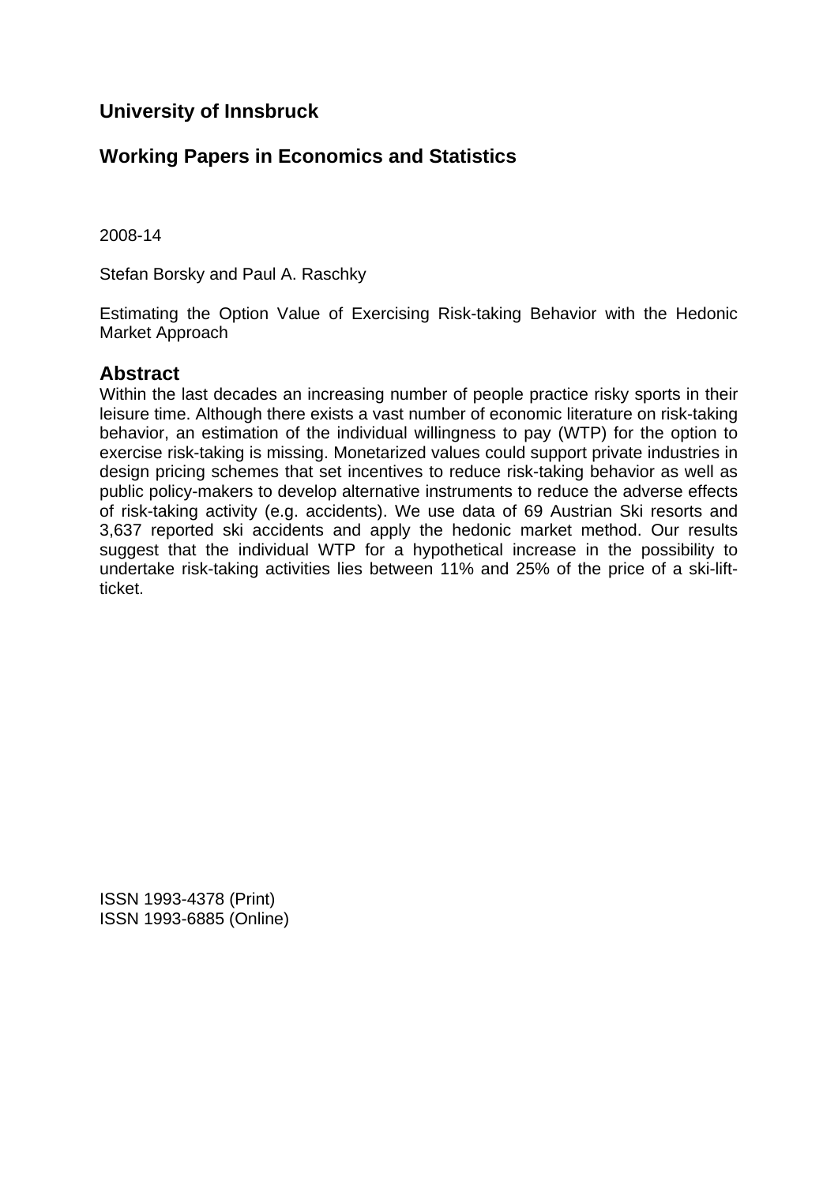**University of Innsbruck**

**Working Papers in Economics and Statistics**

2008-14

Stefan Borsky and Paul A. Raschky

Estimating the Option Value of Exercising Risk-taking Behavior with the Hedonic Market Approach

## Abstract

Within the last decades an increasing number of people practice risky sports in their leisure time. Although there exists a vast number of economic literature on risk-taking behavior, an estimation of the individual willingness to pay (WTP) for the option to exercise risk-taking is missing. Monetarized values could support private industries in design pricing schemes that set incentives to reduce risk-taking behavior as well as public policy-makers to develop alternative instruments to reduce the adverse effects of risk-taking activity (e.g. accidents). We use data of 69 Austrian Ski resorts and 3,637 reported ski accidents and apply the hedonic market method. Our results suggest that the individual WTP for a hypothetical increase in the possibility to undertake risk-taking activities lies between 11% and 25% of the price of a ski-lift-ticket.

ISSN 1993-4378 (Print)
ISSN 1993-6885 (Online)